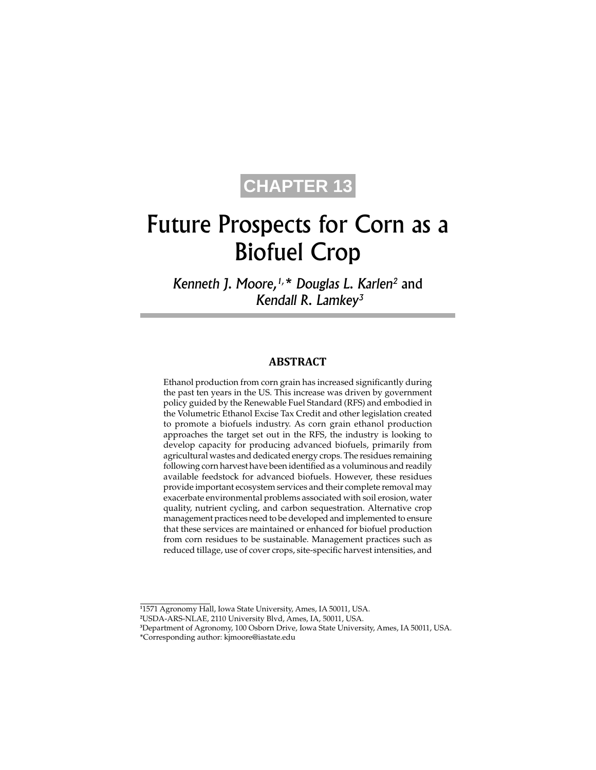CHAPTER 13

# Future Prospects for Corn as a Biofuel Crop

*Kenneth J. Moore,*[1,*] *Douglas L. Karlen*[2] and *Kendall R. Lamkey*[3]

## ABSTRACT

Ethanol production from corn grain has increased significantly during the past ten years in the US. This increase was driven by government policy guided by the Renewable Fuel Standard (RFS) and embodied in the Volumetric Ethanol Excise Tax Credit and other legislation created to promote a biofuels industry. As corn grain ethanol production approaches the target set out in the RFS, the industry is looking to develop capacity for producing advanced biofuels, primarily from agricultural wastes and dedicated energy crops. The residues remaining following corn harvest have been identified as a voluminous and readily available feedstock for advanced biofuels. However, these residues provide important ecosystem services and their complete removal may exacerbate environmental problems associated with soil erosion, water quality, nutrient cycling, and carbon sequestration. Alternative crop management practices need to be developed and implemented to ensure that these services are maintained or enhanced for biofuel production from corn residues to be sustainable. Management practices such as reduced tillage, use of cover crops, site-specific harvest intensities, and

---

[1] 1571 Agronomy Hall, Iowa State University, Ames, IA 50011, USA.
[2] USDA-ARS-NLAE, 2110 University Blvd, Ames, IA, 50011, USA.
[3] Department of Agronomy, 100 Osborn Drive, Iowa State University, Ames, IA 50011, USA.
*Corresponding author: kjmoore@iastate.edu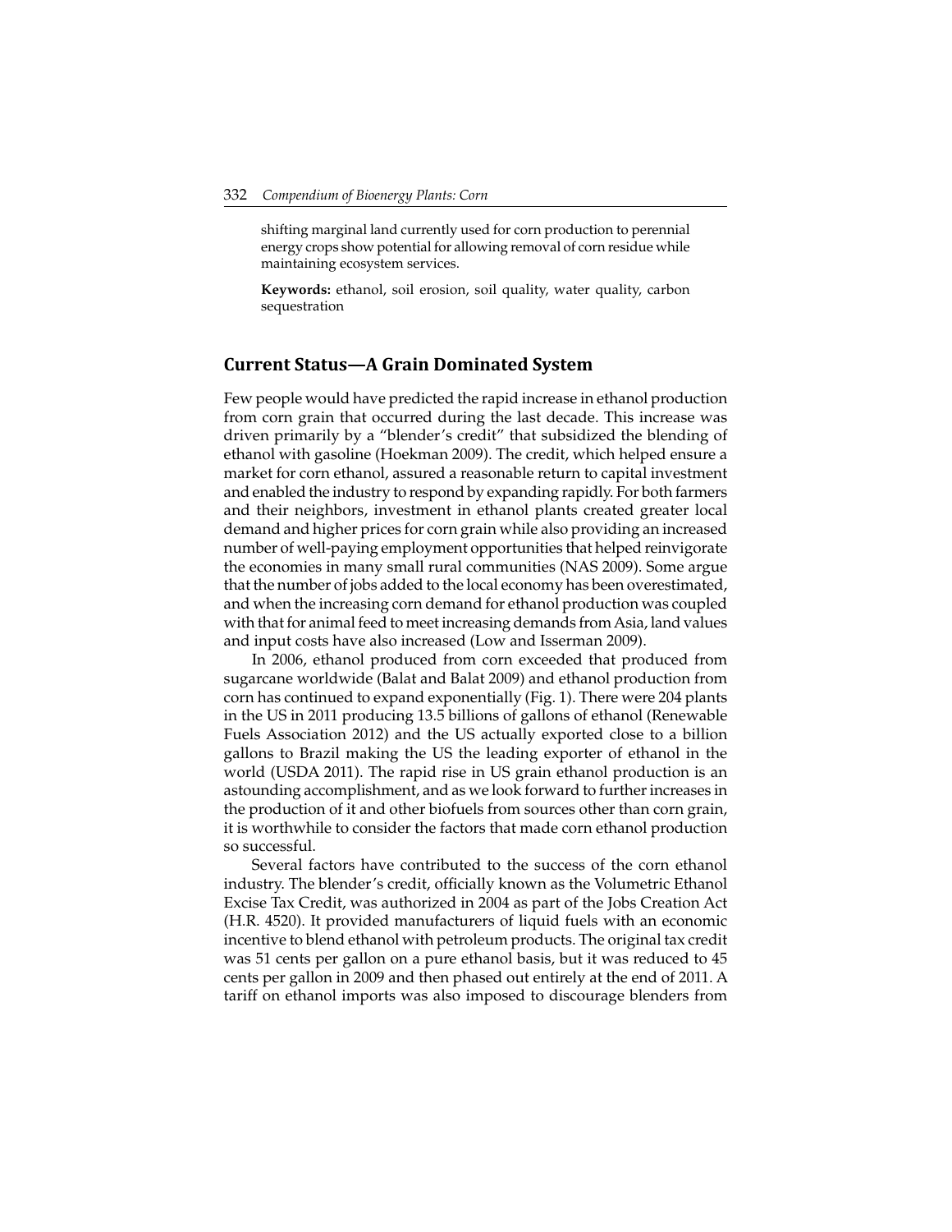shifting marginal land currently used for corn production to perennial energy crops show potential for allowing removal of corn residue while maintaining ecosystem services.

**Keywords:** ethanol, soil erosion, soil quality, water quality, carbon sequestration

## Current Status—A Grain Dominated System

Few people would have predicted the rapid increase in ethanol production from corn grain that occurred during the last decade. This increase was driven primarily by a "blender's credit" that subsidized the blending of ethanol with gasoline (Hoekman 2009). The credit, which helped ensure a market for corn ethanol, assured a reasonable return to capital investment and enabled the industry to respond by expanding rapidly. For both farmers and their neighbors, investment in ethanol plants created greater local demand and higher prices for corn grain while also providing an increased number of well-paying employment opportunities that helped reinvigorate the economies in many small rural communities (NAS 2009). Some argue that the number of jobs added to the local economy has been overestimated, and when the increasing corn demand for ethanol production was coupled with that for animal feed to meet increasing demands from Asia, land values and input costs have also increased (Low and Isserman 2009).

In 2006, ethanol produced from corn exceeded that produced from sugarcane worldwide (Balat and Balat 2009) and ethanol production from corn has continued to expand exponentially (Fig. 1). There were 204 plants in the US in 2011 producing 13.5 billions of gallons of ethanol (Renewable Fuels Association 2012) and the US actually exported close to a billion gallons to Brazil making the US the leading exporter of ethanol in the world (USDA 2011). The rapid rise in US grain ethanol production is an astounding accomplishment, and as we look forward to further increases in the production of it and other biofuels from sources other than corn grain, it is worthwhile to consider the factors that made corn ethanol production so successful.

Several factors have contributed to the success of the corn ethanol industry. The blender's credit, officially known as the Volumetric Ethanol Excise Tax Credit, was authorized in 2004 as part of the Jobs Creation Act (H.R. 4520). It provided manufacturers of liquid fuels with an economic incentive to blend ethanol with petroleum products. The original tax credit was 51 cents per gallon on a pure ethanol basis, but it was reduced to 45 cents per gallon in 2009 and then phased out entirely at the end of 2011. A tariff on ethanol imports was also imposed to discourage blenders from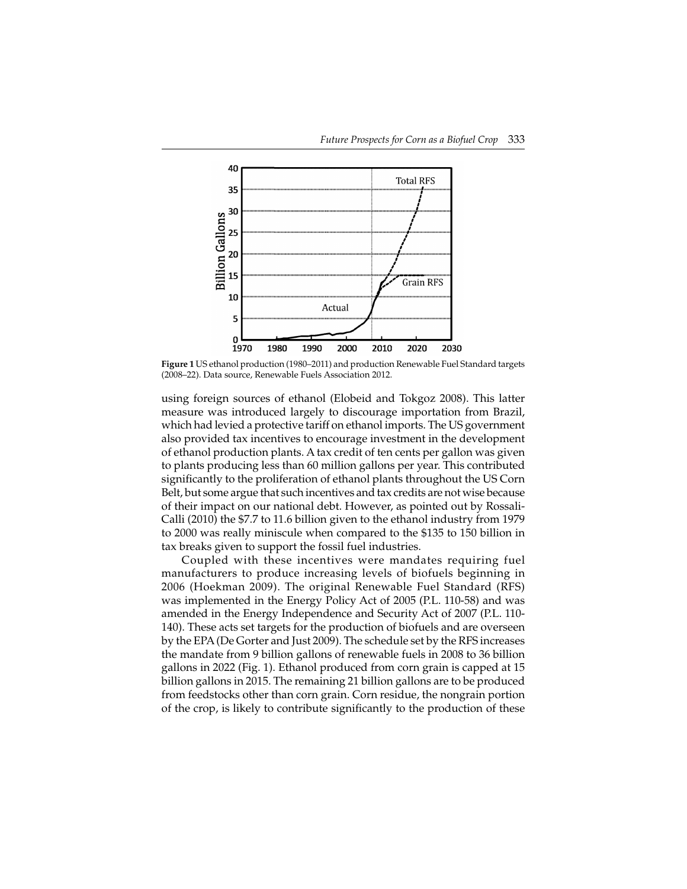Figure 1 US ethanol production (1980–2011) and production Renewable Fuel Standard targets (2008–22). Data source, Renewable Fuels Association 2012.

using foreign sources of ethanol (Elobeid and Tokgoz 2008). This latter measure was introduced largely to discourage importation from Brazil, which had levied a protective tariff on ethanol imports. The US government also provided tax incentives to encourage investment in the development of ethanol production plants. A tax credit of ten cents per gallon was given to plants producing less than 60 million gallons per year. This contributed significantly to the proliferation of ethanol plants throughout the US Corn Belt, but some argue that such incentives and tax credits are not wise because of their impact on our national debt. However, as pointed out by Rossali-Calli (2010) the $7.7 to 11.6 billion given to the ethanol industry from 1979 to 2000 was really miniscule when compared to the $135 to 150 billion in tax breaks given to support the fossil fuel industries.

Coupled with these incentives were mandates requiring fuel manufacturers to produce increasing levels of biofuels beginning in 2006 (Hoekman 2009). The original Renewable Fuel Standard (RFS) was implemented in the Energy Policy Act of 2005 (P.L. 110-58) and was amended in the Energy Independence and Security Act of 2007 (P.L. 110-140). These acts set targets for the production of biofuels and are overseen by the EPA (De Gorter and Just 2009). The schedule set by the RFS increases the mandate from 9 billion gallons of renewable fuels in 2008 to 36 billion gallons in 2022 (Fig. 1). Ethanol produced from corn grain is capped at 15 billion gallons in 2015. The remaining 21 billion gallons are to be produced from feedstocks other than corn grain. Corn residue, the nongrain portion of the crop, is likely to contribute significantly to the production of these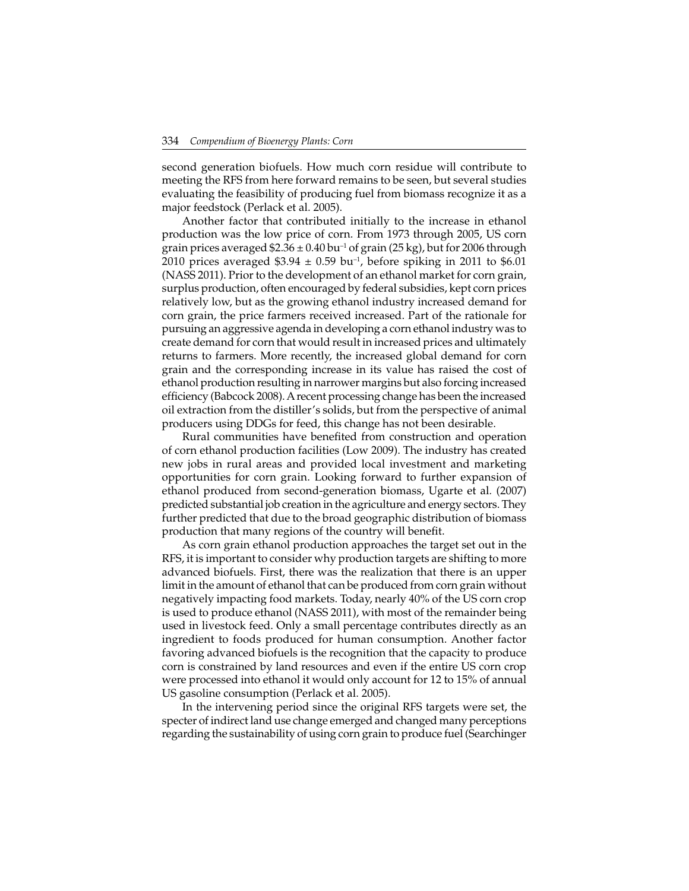second generation biofuels. How much corn residue will contribute to meeting the RFS from here forward remains to be seen, but several studies evaluating the feasibility of producing fuel from biomass recognize it as a major feedstock (Perlack et al. 2005).

Another factor that contributed initially to the increase in ethanol production was the low price of corn. From 1973 through 2005, US corn grain prices averaged $\$2.36 \pm 0.40$ $bu^{-1}$ of grain (25 kg), but for 2006 through 2010 prices averaged $\$3.94 \pm 0.59$ $bu^{-1}$, before spiking in 2011 to \$6.01 (NASS 2011). Prior to the development of an ethanol market for corn grain, surplus production, often encouraged by federal subsidies, kept corn prices relatively low, but as the growing ethanol industry increased demand for corn grain, the price farmers received increased. Part of the rationale for pursuing an aggressive agenda in developing a corn ethanol industry was to create demand for corn that would result in increased prices and ultimately returns to farmers. More recently, the increased global demand for corn grain and the corresponding increase in its value has raised the cost of ethanol production resulting in narrower margins but also forcing increased efficiency (Babcock 2008). A recent processing change has been the increased oil extraction from the distiller's solids, but from the perspective of animal producers using DDGs for feed, this change has not been desirable.

Rural communities have benefited from construction and operation of corn ethanol production facilities (Low 2009). The industry has created new jobs in rural areas and provided local investment and marketing opportunities for corn grain. Looking forward to further expansion of ethanol produced from second-generation biomass, Ugarte et al. (2007) predicted substantial job creation in the agriculture and energy sectors. They further predicted that due to the broad geographic distribution of biomass production that many regions of the country will benefit.

As corn grain ethanol production approaches the target set out in the RFS, it is important to consider why production targets are shifting to more advanced biofuels. First, there was the realization that there is an upper limit in the amount of ethanol that can be produced from corn grain without negatively impacting food markets. Today, nearly 40% of the US corn crop is used to produce ethanol (NASS 2011), with most of the remainder being used in livestock feed. Only a small percentage contributes directly as an ingredient to foods produced for human consumption. Another factor favoring advanced biofuels is the recognition that the capacity to produce corn is constrained by land resources and even if the entire US corn crop were processed into ethanol it would only account for 12 to 15% of annual US gasoline consumption (Perlack et al. 2005).

In the intervening period since the original RFS targets were set, the specter of indirect land use change emerged and changed many perceptions regarding the sustainability of using corn grain to produce fuel (Searchinger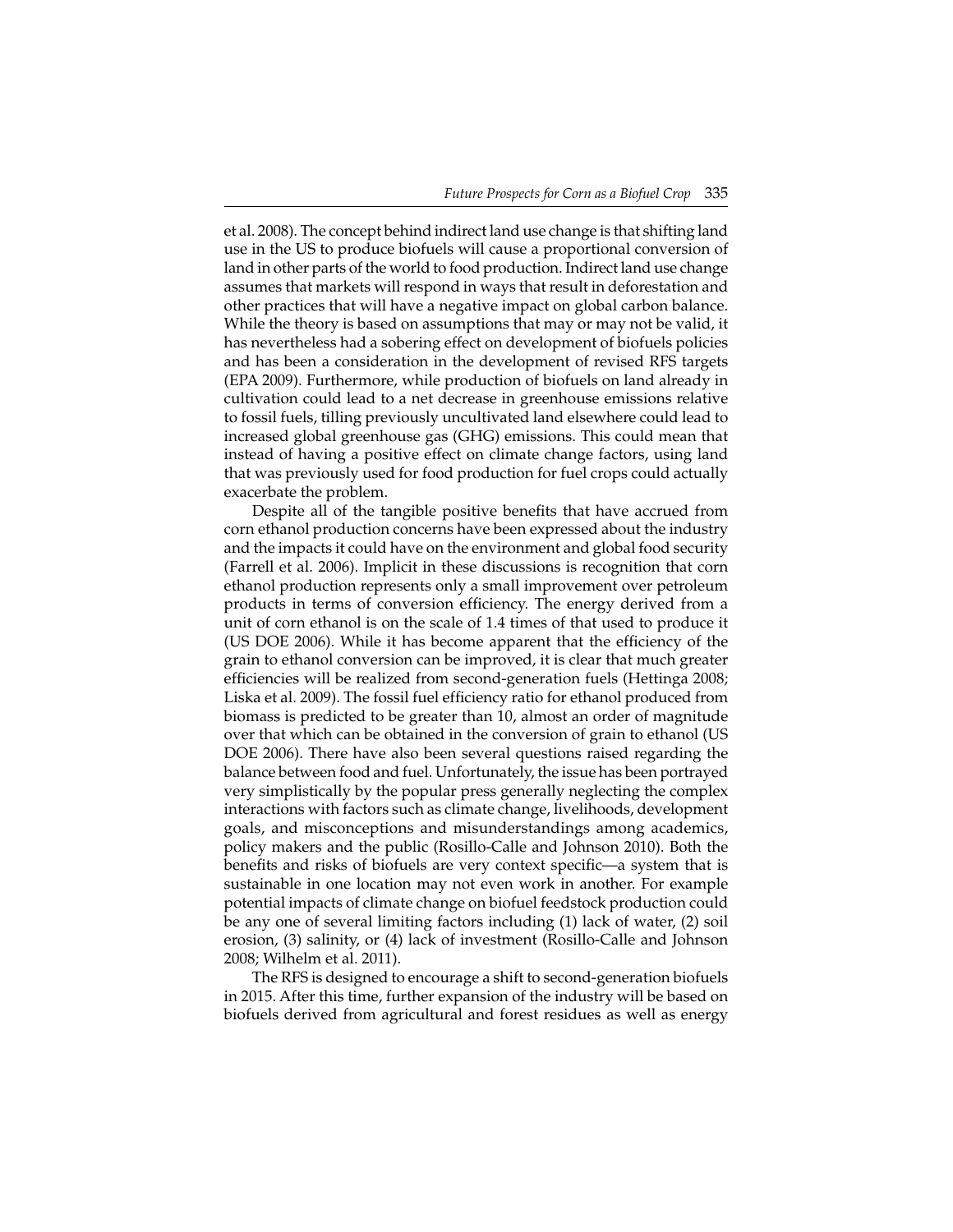et al. 2008). The concept behind indirect land use change is that shifting land use in the US to produce biofuels will cause a proportional conversion of land in other parts of the world to food production. Indirect land use change assumes that markets will respond in ways that result in deforestation and other practices that will have a negative impact on global carbon balance. While the theory is based on assumptions that may or may not be valid, it has nevertheless had a sobering effect on development of biofuels policies and has been a consideration in the development of revised RFS targets (EPA 2009). Furthermore, while production of biofuels on land already in cultivation could lead to a net decrease in greenhouse emissions relative to fossil fuels, tilling previously uncultivated land elsewhere could lead to increased global greenhouse gas (GHG) emissions. This could mean that instead of having a positive effect on climate change factors, using land that was previously used for food production for fuel crops could actually exacerbate the problem.

Despite all of the tangible positive benefits that have accrued from corn ethanol production concerns have been expressed about the industry and the impacts it could have on the environment and global food security (Farrell et al. 2006). Implicit in these discussions is recognition that corn ethanol production represents only a small improvement over petroleum products in terms of conversion efficiency. The energy derived from a unit of corn ethanol is on the scale of 1.4 times of that used to produce it (US DOE 2006). While it has become apparent that the efficiency of the grain to ethanol conversion can be improved, it is clear that much greater efficiencies will be realized from second-generation fuels (Hettinga 2008; Liska et al. 2009). The fossil fuel efficiency ratio for ethanol produced from biomass is predicted to be greater than 10, almost an order of magnitude over that which can be obtained in the conversion of grain to ethanol (US DOE 2006). There have also been several questions raised regarding the balance between food and fuel. Unfortunately, the issue has been portrayed very simplistically by the popular press generally neglecting the complex interactions with factors such as climate change, livelihoods, development goals, and misconceptions and misunderstandings among academics, policy makers and the public (Rosillo-Calle and Johnson 2010). Both the benefits and risks of biofuels are very context specific—a system that is sustainable in one location may not even work in another. For example potential impacts of climate change on biofuel feedstock production could be any one of several limiting factors including (1) lack of water, (2) soil erosion, (3) salinity, or (4) lack of investment (Rosillo-Calle and Johnson 2008; Wilhelm et al. 2011).

The RFS is designed to encourage a shift to second-generation biofuels in 2015. After this time, further expansion of the industry will be based on biofuels derived from agricultural and forest residues as well as energy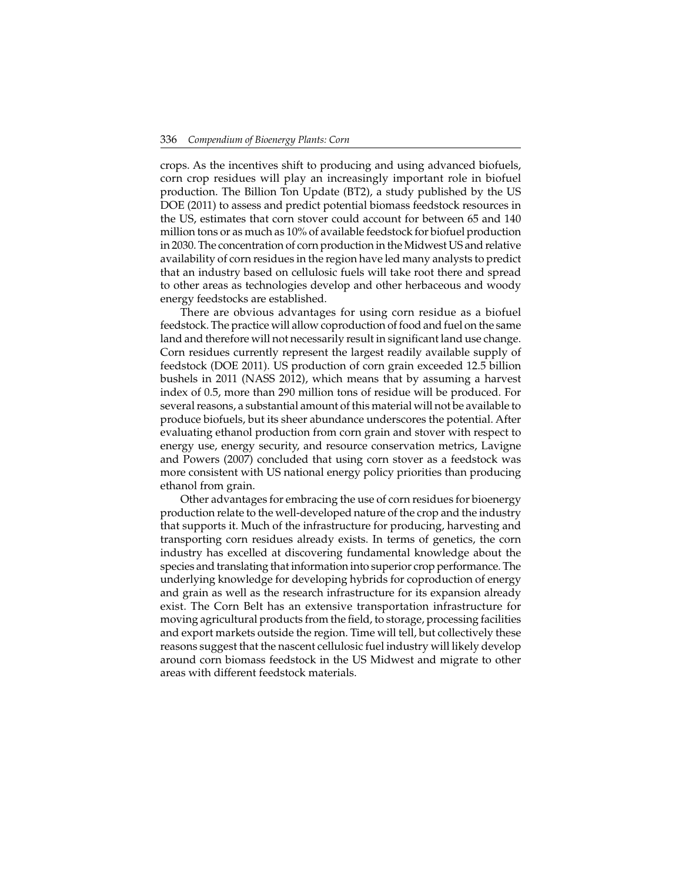crops. As the incentives shift to producing and using advanced biofuels, corn crop residues will play an increasingly important role in biofuel production. The Billion Ton Update (BT2), a study published by the US DOE (2011) to assess and predict potential biomass feedstock resources in the US, estimates that corn stover could account for between 65 and 140 million tons or as much as 10% of available feedstock for biofuel production in 2030. The concentration of corn production in the Midwest US and relative availability of corn residues in the region have led many analysts to predict that an industry based on cellulosic fuels will take root there and spread to other areas as technologies develop and other herbaceous and woody energy feedstocks are established.

There are obvious advantages for using corn residue as a biofuel feedstock. The practice will allow coproduction of food and fuel on the same land and therefore will not necessarily result in significant land use change. Corn residues currently represent the largest readily available supply of feedstock (DOE 2011). US production of corn grain exceeded 12.5 billion bushels in 2011 (NASS 2012), which means that by assuming a harvest index of 0.5, more than 290 million tons of residue will be produced. For several reasons, a substantial amount of this material will not be available to produce biofuels, but its sheer abundance underscores the potential. After evaluating ethanol production from corn grain and stover with respect to energy use, energy security, and resource conservation metrics, Lavigne and Powers (2007) concluded that using corn stover as a feedstock was more consistent with US national energy policy priorities than producing ethanol from grain.

Other advantages for embracing the use of corn residues for bioenergy production relate to the well-developed nature of the crop and the industry that supports it. Much of the infrastructure for producing, harvesting and transporting corn residues already exists. In terms of genetics, the corn industry has excelled at discovering fundamental knowledge about the species and translating that information into superior crop performance. The underlying knowledge for developing hybrids for coproduction of energy and grain as well as the research infrastructure for its expansion already exist. The Corn Belt has an extensive transportation infrastructure for moving agricultural products from the field, to storage, processing facilities and export markets outside the region. Time will tell, but collectively these reasons suggest that the nascent cellulosic fuel industry will likely develop around corn biomass feedstock in the US Midwest and migrate to other areas with different feedstock materials.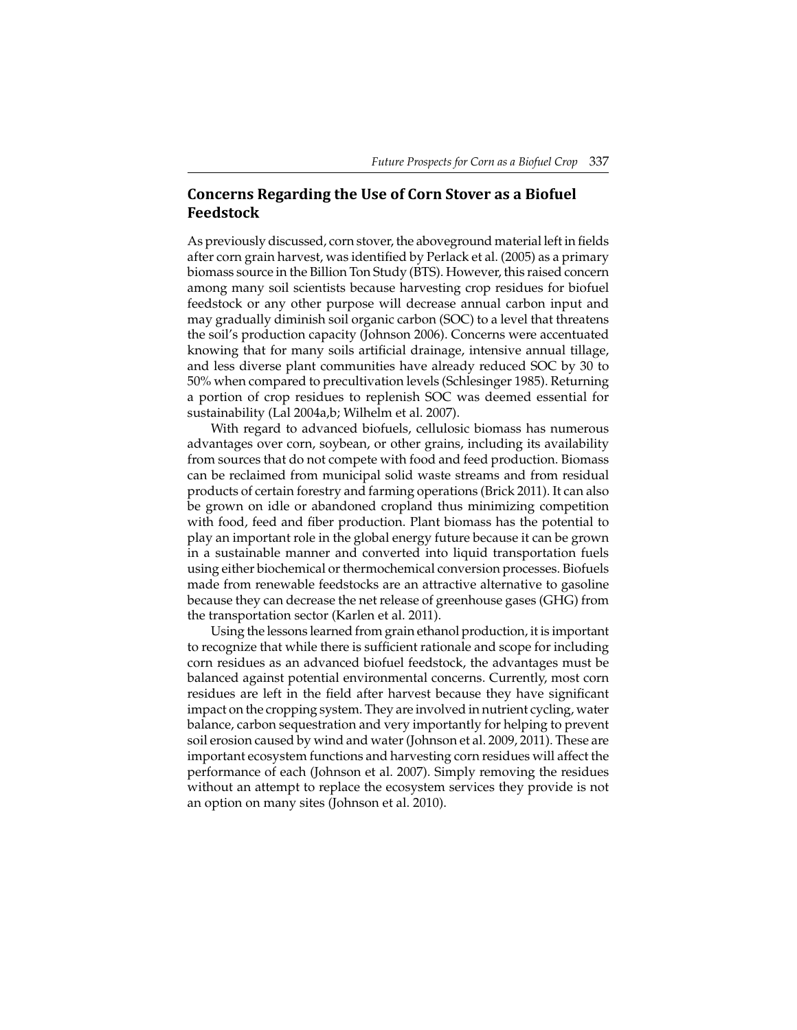## Concerns Regarding the Use of Corn Stover as a Biofuel Feedstock

As previously discussed, corn stover, the aboveground material left in fields after corn grain harvest, was identified by Perlack et al. (2005) as a primary biomass source in the Billion Ton Study (BTS). However, this raised concern among many soil scientists because harvesting crop residues for biofuel feedstock or any other purpose will decrease annual carbon input and may gradually diminish soil organic carbon (SOC) to a level that threatens the soil's production capacity (Johnson 2006). Concerns were accentuated knowing that for many soils artificial drainage, intensive annual tillage, and less diverse plant communities have already reduced SOC by 30 to 50% when compared to precultivation levels (Schlesinger 1985). Returning a portion of crop residues to replenish SOC was deemed essential for sustainability (Lal 2004a,b; Wilhelm et al. 2007).

With regard to advanced biofuels, cellulosic biomass has numerous advantages over corn, soybean, or other grains, including its availability from sources that do not compete with food and feed production. Biomass can be reclaimed from municipal solid waste streams and from residual products of certain forestry and farming operations (Brick 2011). It can also be grown on idle or abandoned cropland thus minimizing competition with food, feed and fiber production. Plant biomass has the potential to play an important role in the global energy future because it can be grown in a sustainable manner and converted into liquid transportation fuels using either biochemical or thermochemical conversion processes. Biofuels made from renewable feedstocks are an attractive alternative to gasoline because they can decrease the net release of greenhouse gases (GHG) from the transportation sector (Karlen et al. 2011).

Using the lessons learned from grain ethanol production, it is important to recognize that while there is sufficient rationale and scope for including corn residues as an advanced biofuel feedstock, the advantages must be balanced against potential environmental concerns. Currently, most corn residues are left in the field after harvest because they have significant impact on the cropping system. They are involved in nutrient cycling, water balance, carbon sequestration and very importantly for helping to prevent soil erosion caused by wind and water (Johnson et al. 2009, 2011). These are important ecosystem functions and harvesting corn residues will affect the performance of each (Johnson et al. 2007). Simply removing the residues without an attempt to replace the ecosystem services they provide is not an option on many sites (Johnson et al. 2010).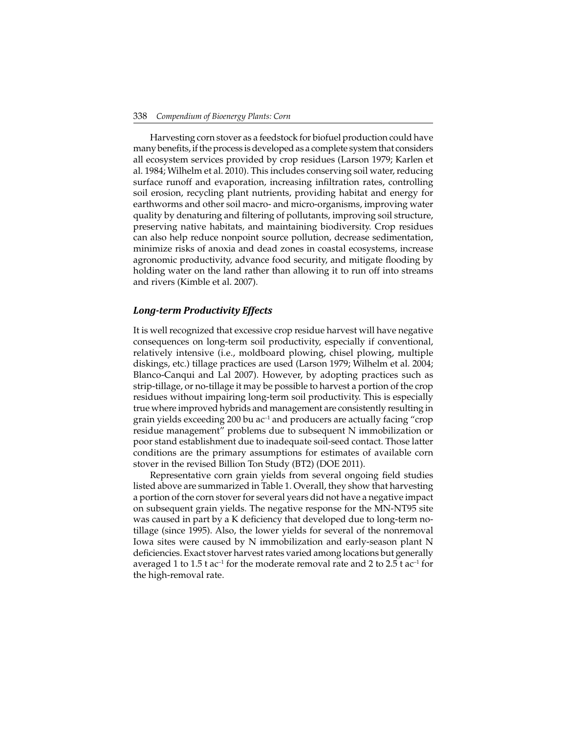Harvesting corn stover as a feedstock for biofuel production could have many benefits, if the process is developed as a complete system that considers all ecosystem services provided by crop residues (Larson 1979; Karlen et al. 1984; Wilhelm et al. 2010). This includes conserving soil water, reducing surface runoff and evaporation, increasing infiltration rates, controlling soil erosion, recycling plant nutrients, providing habitat and energy for earthworms and other soil macro- and micro-organisms, improving water quality by denaturing and filtering of pollutants, improving soil structure, preserving native habitats, and maintaining biodiversity. Crop residues can also help reduce nonpoint source pollution, decrease sedimentation, minimize risks of anoxia and dead zones in coastal ecosystems, increase agronomic productivity, advance food security, and mitigate flooding by holding water on the land rather than allowing it to run off into streams and rivers (Kimble et al. 2007).

### *Long-term Productivity Effects*

It is well recognized that excessive crop residue harvest will have negative consequences on long-term soil productivity, especially if conventional, relatively intensive (i.e., moldboard plowing, chisel plowing, multiple diskings, etc.) tillage practices are used (Larson 1979; Wilhelm et al. 2004; Blanco-Canqui and Lal 2007). However, by adopting practices such as strip-tillage, or no-tillage it may be possible to harvest a portion of the crop residues without impairing long-term soil productivity. This is especially true where improved hybrids and management are consistently resulting in grain yields exceeding 200 bu $ac^{-1}$ and producers are actually facing "crop residue management" problems due to subsequent N immobilization or poor stand establishment due to inadequate soil-seed contact. Those latter conditions are the primary assumptions for estimates of available corn stover in the revised Billion Ton Study (BT2) (DOE 2011).

Representative corn grain yields from several ongoing field studies listed above are summarized in Table 1. Overall, they show that harvesting a portion of the corn stover for several years did not have a negative impact on subsequent grain yields. The negative response for the MN-NT95 site was caused in part by a K deficiency that developed due to long-term no-tillage (since 1995). Also, the lower yields for several of the nonremoval Iowa sites were caused by N immobilization and early-season plant N deficiencies. Exact stover harvest rates varied among locations but generally averaged 1 to 1.5 t $ac^{-1}$ for the moderate removal rate and 2 to 2.5 t $ac^{-1}$ for the high-removal rate.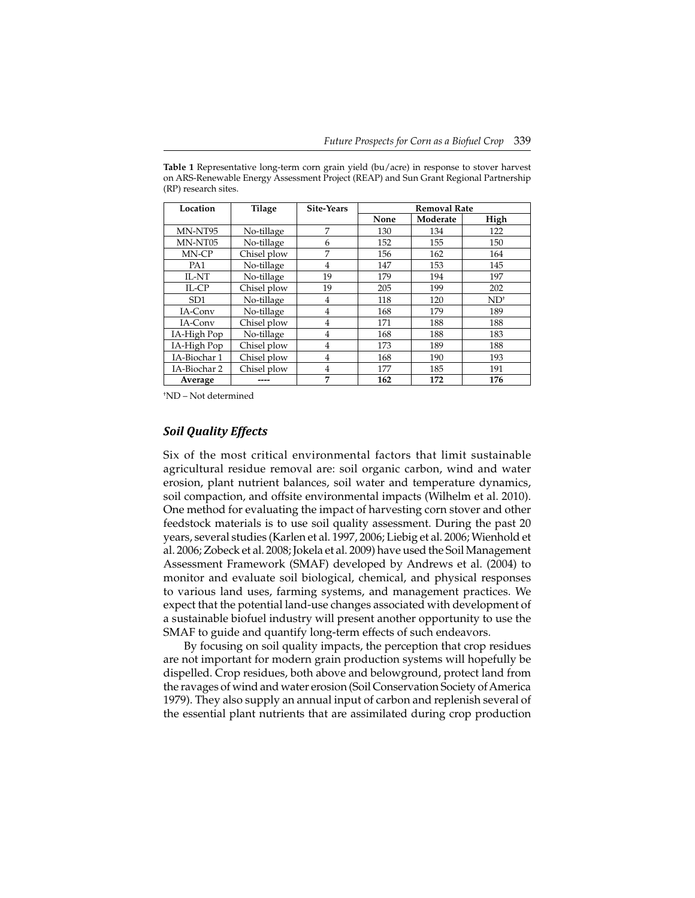**Table 1** Representative long-term corn grain yield (bu/acre) in response to stover harvest on ARS-Renewable Energy Assessment Project (REAP) and Sun Grant Regional Partnership (RP) research sites.

| Location | Tilage | Site-Years | Removal Rate | | |
|---|---|---|---|---|---|
| | | | None | Moderate | High |
| MN-NT95 | No-tillage | 7 | 130 | 134 | 122 |
| MN-NT05 | No-tillage | 6 | 152 | 155 | 150 |
| MN-CP | Chisel plow | 7 | 156 | 162 | 164 |
| PA1 | No-tillage | 4 | 147 | 153 | 145 |
| IL-NT | No-tillage | 19 | 179 | 194 | 197 |
| IL-CP | Chisel plow | 19 | 205 | 199 | 202 |
| SD1 | No-tillage | 4 | 118 | 120 | ND† |
| IA-Conv | No-tillage | 4 | 168 | 179 | 189 |
| IA-Conv | Chisel plow | 4 | 171 | 188 | 188 |
| IA-High Pop | No-tillage | 4 | 168 | 188 | 183 |
| IA-High Pop | Chisel plow | 4 | 173 | 189 | 188 |
| IA-Biochar 1 | Chisel plow | 4 | 168 | 190 | 193 |
| IA-Biochar 2 | Chisel plow | 4 | 177 | 185 | 191 |
| **Average** | **----** | **7** | **162** | **172** | **176** |

†ND – Not determined

### *Soil Quality Effects*

Six of the most critical environmental factors that limit sustainable agricultural residue removal are: soil organic carbon, wind and water erosion, plant nutrient balances, soil water and temperature dynamics, soil compaction, and offsite environmental impacts (Wilhelm et al. 2010). One method for evaluating the impact of harvesting corn stover and other feedstock materials is to use soil quality assessment. During the past 20 years, several studies (Karlen et al. 1997, 2006; Liebig et al. 2006; Wienhold et al. 2006; Zobeck et al. 2008; Jokela et al. 2009) have used the Soil Management Assessment Framework (SMAF) developed by Andrews et al. (2004) to monitor and evaluate soil biological, chemical, and physical responses to various land uses, farming systems, and management practices. We expect that the potential land-use changes associated with development of a sustainable biofuel industry will present another opportunity to use the SMAF to guide and quantify long-term effects of such endeavors.

By focusing on soil quality impacts, the perception that crop residues are not important for modern grain production systems will hopefully be dispelled. Crop residues, both above and belowground, protect land from the ravages of wind and water erosion (Soil Conservation Society of America 1979). They also supply an annual input of carbon and replenish several of the essential plant nutrients that are assimilated during crop production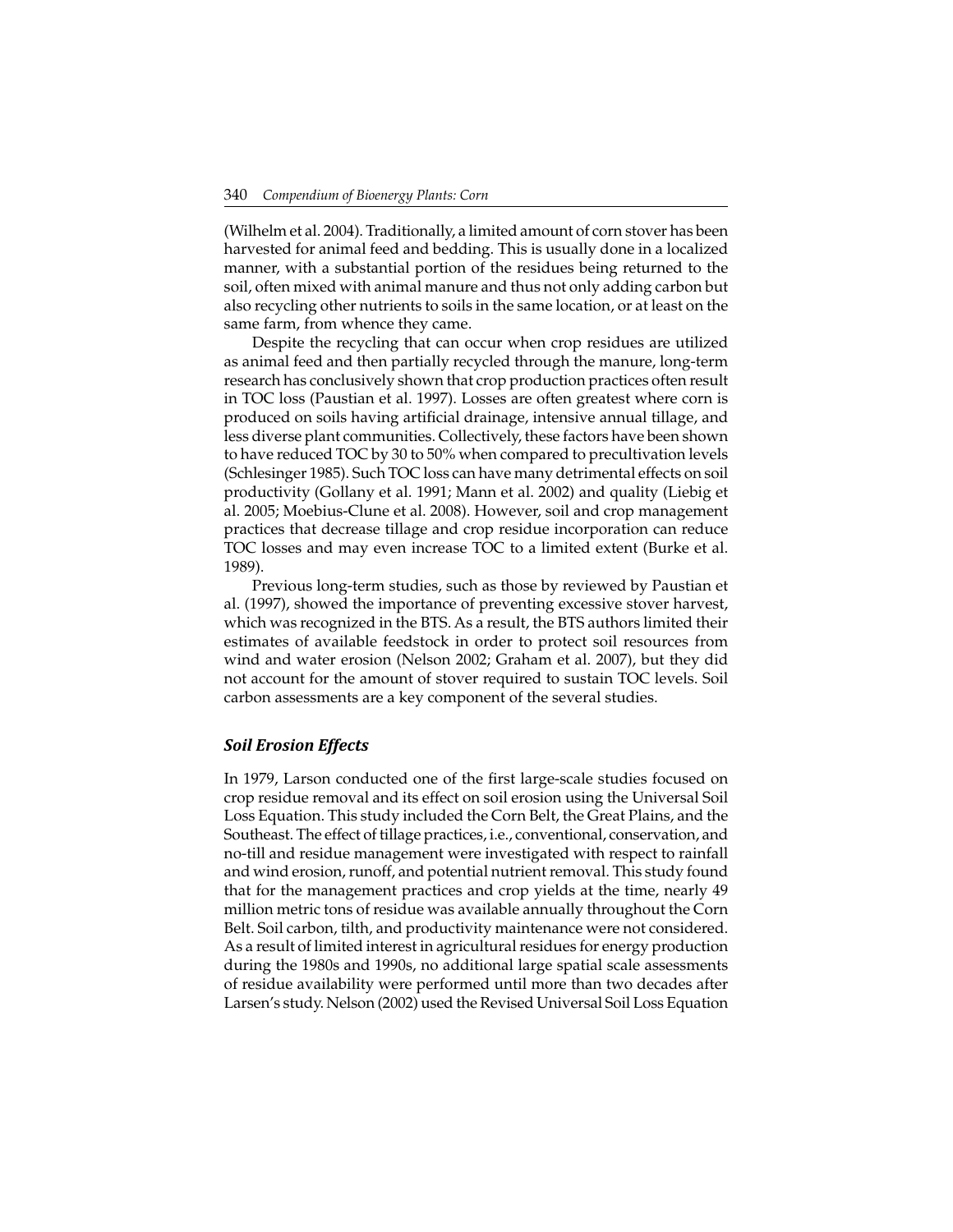(Wilhelm et al. 2004). Traditionally, a limited amount of corn stover has been harvested for animal feed and bedding. This is usually done in a localized manner, with a substantial portion of the residues being returned to the soil, often mixed with animal manure and thus not only adding carbon but also recycling other nutrients to soils in the same location, or at least on the same farm, from whence they came.

Despite the recycling that can occur when crop residues are utilized as animal feed and then partially recycled through the manure, long-term research has conclusively shown that crop production practices often result in TOC loss (Paustian et al. 1997). Losses are often greatest where corn is produced on soils having artificial drainage, intensive annual tillage, and less diverse plant communities. Collectively, these factors have been shown to have reduced TOC by 30 to 50% when compared to precultivation levels (Schlesinger 1985). Such TOC loss can have many detrimental effects on soil productivity (Gollany et al. 1991; Mann et al. 2002) and quality (Liebig et al. 2005; Moebius-Clune et al. 2008). However, soil and crop management practices that decrease tillage and crop residue incorporation can reduce TOC losses and may even increase TOC to a limited extent (Burke et al. 1989).

Previous long-term studies, such as those by reviewed by Paustian et al. (1997), showed the importance of preventing excessive stover harvest, which was recognized in the BTS. As a result, the BTS authors limited their estimates of available feedstock in order to protect soil resources from wind and water erosion (Nelson 2002; Graham et al. 2007), but they did not account for the amount of stover required to sustain TOC levels. Soil carbon assessments are a key component of the several studies.

### *Soil Erosion Effects*

In 1979, Larson conducted one of the first large-scale studies focused on crop residue removal and its effect on soil erosion using the Universal Soil Loss Equation. This study included the Corn Belt, the Great Plains, and the Southeast. The effect of tillage practices, i.e., conventional, conservation, and no-till and residue management were investigated with respect to rainfall and wind erosion, runoff, and potential nutrient removal. This study found that for the management practices and crop yields at the time, nearly 49 million metric tons of residue was available annually throughout the Corn Belt. Soil carbon, tilth, and productivity maintenance were not considered. As a result of limited interest in agricultural residues for energy production during the 1980s and 1990s, no additional large spatial scale assessments of residue availability were performed until more than two decades after Larsen's study. Nelson (2002) used the Revised Universal Soil Loss Equation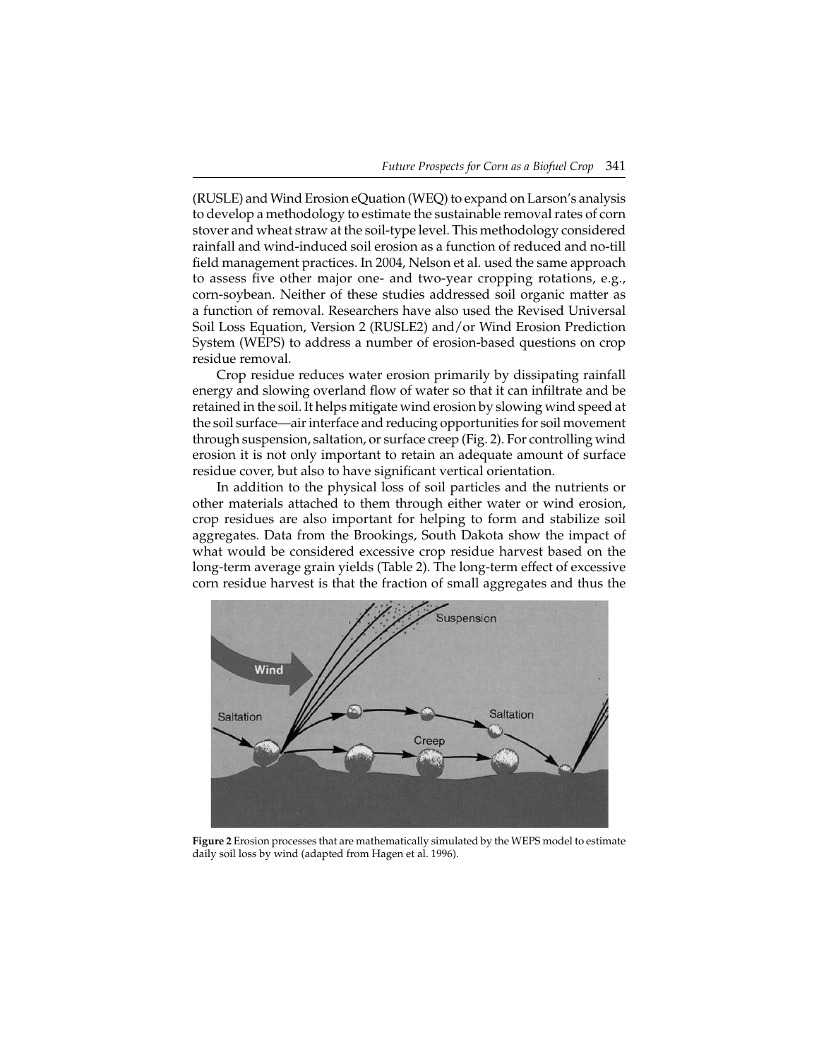(RUSLE) and Wind Erosion eQuation (WEQ) to expand on Larson's analysis to develop a methodology to estimate the sustainable removal rates of corn stover and wheat straw at the soil-type level. This methodology considered rainfall and wind-induced soil erosion as a function of reduced and no-till field management practices. In 2004, Nelson et al. used the same approach to assess five other major one- and two-year cropping rotations, e.g., corn-soybean. Neither of these studies addressed soil organic matter as a function of removal. Researchers have also used the Revised Universal Soil Loss Equation, Version 2 (RUSLE2) and/or Wind Erosion Prediction System (WEPS) to address a number of erosion-based questions on crop residue removal.

Crop residue reduces water erosion primarily by dissipating rainfall energy and slowing overland flow of water so that it can infiltrate and be retained in the soil. It helps mitigate wind erosion by slowing wind speed at the soil surface—air interface and reducing opportunities for soil movement through suspension, saltation, or surface creep (Fig. 2). For controlling wind erosion it is not only important to retain an adequate amount of surface residue cover, but also to have significant vertical orientation.

In addition to the physical loss of soil particles and the nutrients or other materials attached to them through either water or wind erosion, crop residues are also important for helping to form and stabilize soil aggregates. Data from the Brookings, South Dakota show the impact of what would be considered excessive crop residue harvest based on the long-term average grain yields (Table 2). The long-term effect of excessive corn residue harvest is that the fraction of small aggregates and thus the

**Figure 2** Erosion processes that are mathematically simulated by the WEPS model to estimate daily soil loss by wind (adapted from Hagen et al. 1996).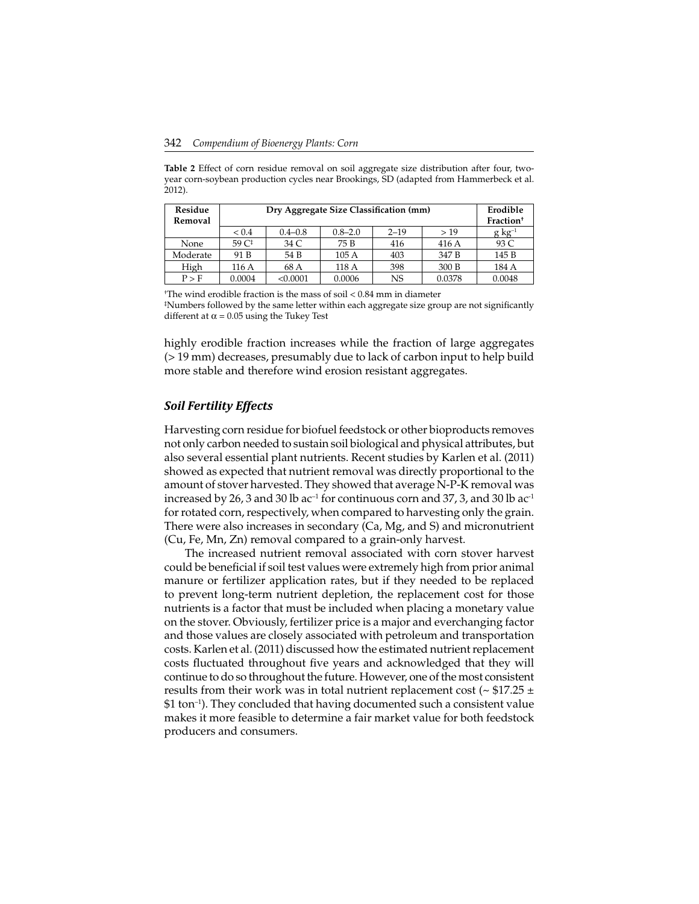**Table 2** Effect of corn residue removal on soil aggregate size distribution after four, two-year corn-soybean production cycles near Brookings, SD (adapted from Hammerbeck et al. 2012).

| Residue Removal | Dry Aggregate Size Classification (mm) | | | | | Erodible Fraction[†] |
|---|---|---|---|---|---|---|
| | < 0.4 | 0.4–0.8 | 0.8–2.0 | 2–19 | > 19 | g $kg^{-1}$ |
| None | 59 C[‡] | 34 C | 75 B | 416 | 416 A | 93 C |
| Moderate | 91 B | 54 B | 105 A | 403 | 347 B | 145 B |
| High | 116 A | 68 A | 118 A | 398 | 300 B | 184 A |
| P > F | 0.0004 | <0.0001 | 0.0006 | NS | 0.0378 | 0.0048 |

[†]The wind erodible fraction is the mass of soil < 0.84 mm in diameter

[‡]Numbers followed by the same letter within each aggregate size group are not significantly different at $\alpha = 0.05$ using the Tukey Test

highly erodible fraction increases while the fraction of large aggregates (> 19 mm) decreases, presumably due to lack of carbon input to help build more stable and therefore wind erosion resistant aggregates.

### *Soil Fertility Effects*

Harvesting corn residue for biofuel feedstock or other bioproducts removes not only carbon needed to sustain soil biological and physical attributes, but also several essential plant nutrients. Recent studies by Karlen et al. (2011) showed as expected that nutrient removal was directly proportional to the amount of stover harvested. They showed that average N-P-K removal was increased by 26, 3 and 30 lb $ac^{-1}$ for continuous corn and 37, 3, and 30 lb $ac^{-1}$ for rotated corn, respectively, when compared to harvesting only the grain. There were also increases in secondary (Ca, Mg, and S) and micronutrient (Cu, Fe, Mn, Zn) removal compared to a grain-only harvest.

The increased nutrient removal associated with corn stover harvest could be beneficial if soil test values were extremely high from prior animal manure or fertilizer application rates, but if they needed to be replaced to prevent long-term nutrient depletion, the replacement cost for those nutrients is a factor that must be included when placing a monetary value on the stover. Obviously, fertilizer price is a major and everchanging factor and those values are closely associated with petroleum and transportation costs. Karlen et al. (2011) discussed how the estimated nutrient replacement costs fluctuated throughout five years and acknowledged that they will continue to do so throughout the future. However, one of the most consistent results from their work was in total nutrient replacement cost (~ \$17.25 ± \$1 $ton^{-1}$). They concluded that having documented such a consistent value makes it more feasible to determine a fair market value for both feedstock producers and consumers.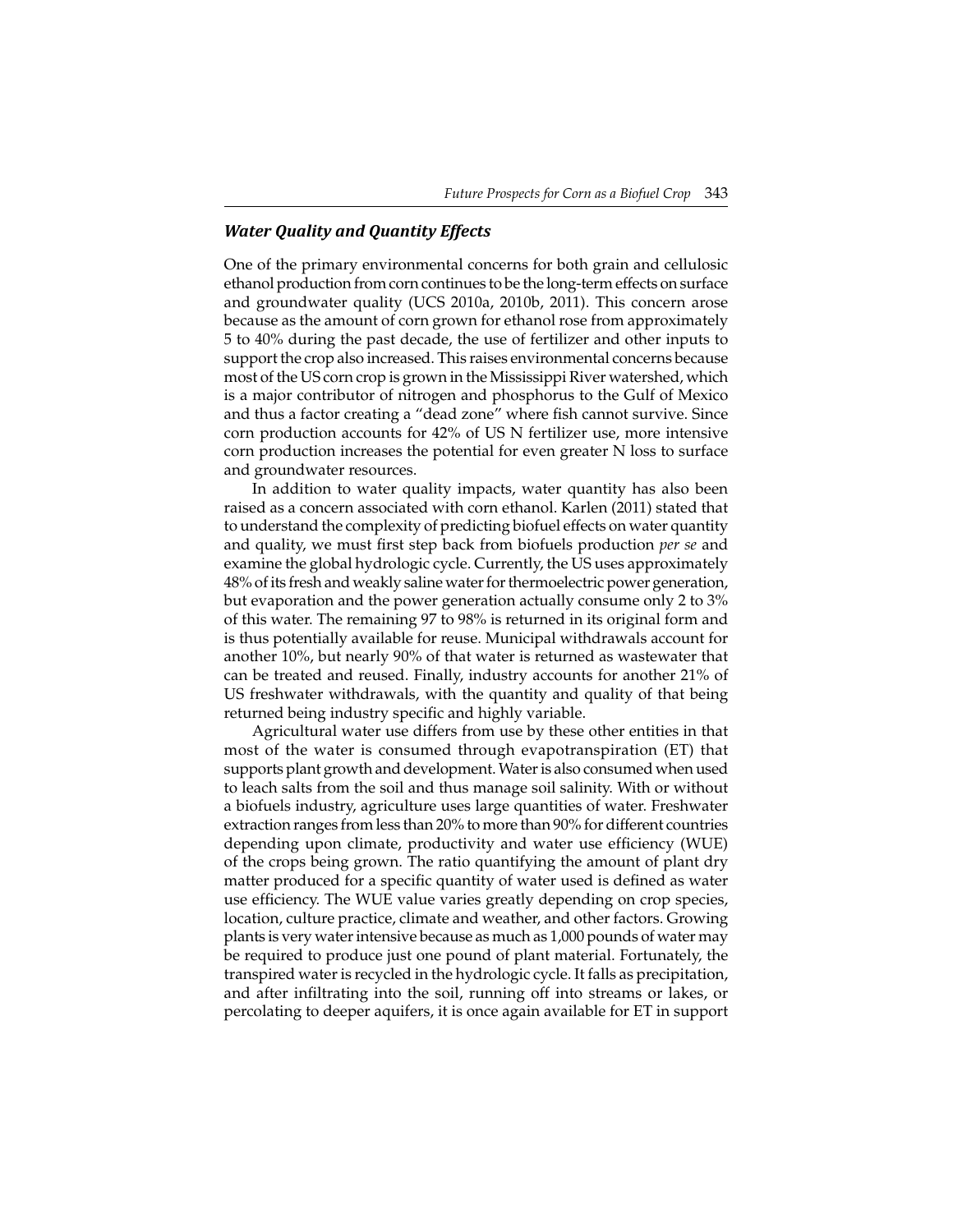### *Water Quality and Quantity Effects*

One of the primary environmental concerns for both grain and cellulosic ethanol production from corn continues to be the long-term effects on surface and groundwater quality (UCS 2010a, 2010b, 2011). This concern arose because as the amount of corn grown for ethanol rose from approximately 5 to 40% during the past decade, the use of fertilizer and other inputs to support the crop also increased. This raises environmental concerns because most of the US corn crop is grown in the Mississippi River watershed, which is a major contributor of nitrogen and phosphorus to the Gulf of Mexico and thus a factor creating a "dead zone" where fish cannot survive. Since corn production accounts for 42% of US N fertilizer use, more intensive corn production increases the potential for even greater N loss to surface and groundwater resources.

In addition to water quality impacts, water quantity has also been raised as a concern associated with corn ethanol. Karlen (2011) stated that to understand the complexity of predicting biofuel effects on water quantity and quality, we must first step back from biofuels production *per se* and examine the global hydrologic cycle. Currently, the US uses approximately 48% of its fresh and weakly saline water for thermoelectric power generation, but evaporation and the power generation actually consume only 2 to 3% of this water. The remaining 97 to 98% is returned in its original form and is thus potentially available for reuse. Municipal withdrawals account for another 10%, but nearly 90% of that water is returned as wastewater that can be treated and reused. Finally, industry accounts for another 21% of US freshwater withdrawals, with the quantity and quality of that being returned being industry specific and highly variable.

Agricultural water use differs from use by these other entities in that most of the water is consumed through evapotranspiration (ET) that supports plant growth and development. Water is also consumed when used to leach salts from the soil and thus manage soil salinity. With or without a biofuels industry, agriculture uses large quantities of water. Freshwater extraction ranges from less than 20% to more than 90% for different countries depending upon climate, productivity and water use efficiency (WUE) of the crops being grown. The ratio quantifying the amount of plant dry matter produced for a specific quantity of water used is defined as water use efficiency. The WUE value varies greatly depending on crop species, location, culture practice, climate and weather, and other factors. Growing plants is very water intensive because as much as 1,000 pounds of water may be required to produce just one pound of plant material. Fortunately, the transpired water is recycled in the hydrologic cycle. It falls as precipitation, and after infiltrating into the soil, running off into streams or lakes, or percolating to deeper aquifers, it is once again available for ET in support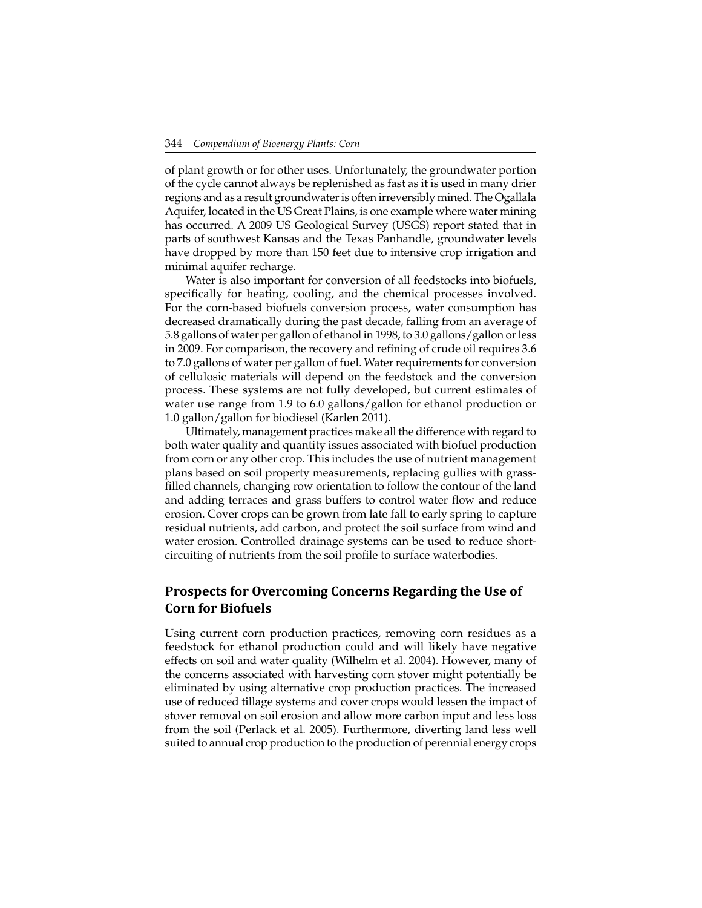of plant growth or for other uses. Unfortunately, the groundwater portion of the cycle cannot always be replenished as fast as it is used in many drier regions and as a result groundwater is often irreversibly mined. The Ogallala Aquifer, located in the US Great Plains, is one example where water mining has occurred. A 2009 US Geological Survey (USGS) report stated that in parts of southwest Kansas and the Texas Panhandle, groundwater levels have dropped by more than 150 feet due to intensive crop irrigation and minimal aquifer recharge.

Water is also important for conversion of all feedstocks into biofuels, specifically for heating, cooling, and the chemical processes involved. For the corn-based biofuels conversion process, water consumption has decreased dramatically during the past decade, falling from an average of 5.8 gallons of water per gallon of ethanol in 1998, to 3.0 gallons/gallon or less in 2009. For comparison, the recovery and refining of crude oil requires 3.6 to 7.0 gallons of water per gallon of fuel. Water requirements for conversion of cellulosic materials will depend on the feedstock and the conversion process. These systems are not fully developed, but current estimates of water use range from 1.9 to 6.0 gallons/gallon for ethanol production or 1.0 gallon/gallon for biodiesel (Karlen 2011).

Ultimately, management practices make all the difference with regard to both water quality and quantity issues associated with biofuel production from corn or any other crop. This includes the use of nutrient management plans based on soil property measurements, replacing gullies with grass-filled channels, changing row orientation to follow the contour of the land and adding terraces and grass buffers to control water flow and reduce erosion. Cover crops can be grown from late fall to early spring to capture residual nutrients, add carbon, and protect the soil surface from wind and water erosion. Controlled drainage systems can be used to reduce short-circuiting of nutrients from the soil profile to surface waterbodies.

## Prospects for Overcoming Concerns Regarding the Use of Corn for Biofuels

Using current corn production practices, removing corn residues as a feedstock for ethanol production could and will likely have negative effects on soil and water quality (Wilhelm et al. 2004). However, many of the concerns associated with harvesting corn stover might potentially be eliminated by using alternative crop production practices. The increased use of reduced tillage systems and cover crops would lessen the impact of stover removal on soil erosion and allow more carbon input and less loss from the soil (Perlack et al. 2005). Furthermore, diverting land less well suited to annual crop production to the production of perennial energy crops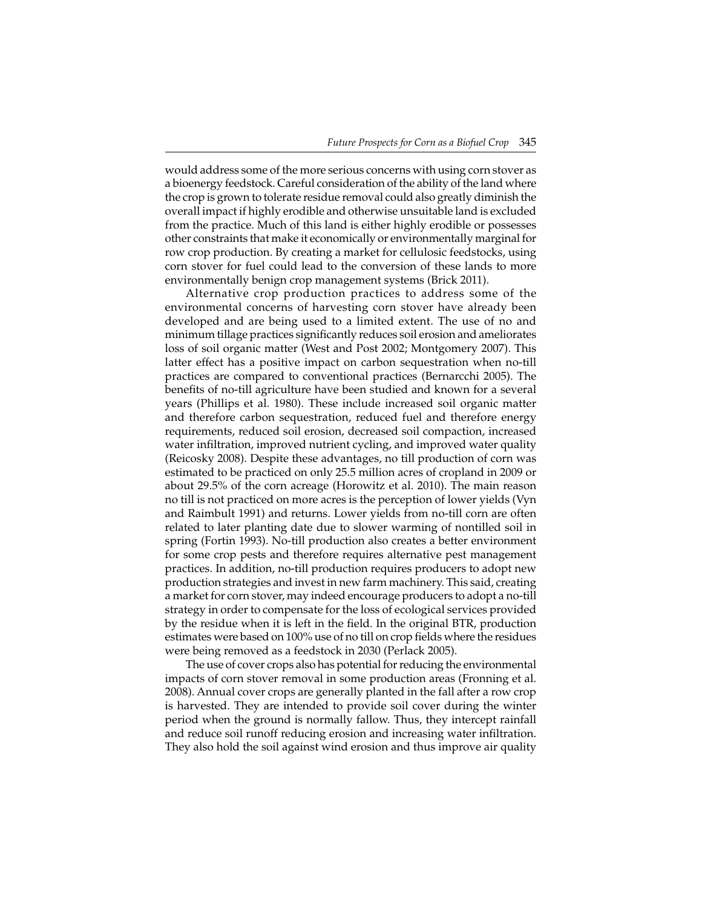would address some of the more serious concerns with using corn stover as a bioenergy feedstock. Careful consideration of the ability of the land where the crop is grown to tolerate residue removal could also greatly diminish the overall impact if highly erodible and otherwise unsuitable land is excluded from the practice. Much of this land is either highly erodible or possesses other constraints that make it economically or environmentally marginal for row crop production. By creating a market for cellulosic feedstocks, using corn stover for fuel could lead to the conversion of these lands to more environmentally benign crop management systems (Brick 2011).

Alternative crop production practices to address some of the environmental concerns of harvesting corn stover have already been developed and are being used to a limited extent. The use of no and minimum tillage practices significantly reduces soil erosion and ameliorates loss of soil organic matter (West and Post 2002; Montgomery 2007). This latter effect has a positive impact on carbon sequestration when no-till practices are compared to conventional practices (Bernarcchi 2005). The benefits of no-till agriculture have been studied and known for a several years (Phillips et al. 1980). These include increased soil organic matter and therefore carbon sequestration, reduced fuel and therefore energy requirements, reduced soil erosion, decreased soil compaction, increased water infiltration, improved nutrient cycling, and improved water quality (Reicosky 2008). Despite these advantages, no till production of corn was estimated to be practiced on only 25.5 million acres of cropland in 2009 or about 29.5% of the corn acreage (Horowitz et al. 2010). The main reason no till is not practiced on more acres is the perception of lower yields (Vyn and Raimbult 1991) and returns. Lower yields from no-till corn are often related to later planting date due to slower warming of nontilled soil in spring (Fortin 1993). No-till production also creates a better environment for some crop pests and therefore requires alternative pest management practices. In addition, no-till production requires producers to adopt new production strategies and invest in new farm machinery. This said, creating a market for corn stover, may indeed encourage producers to adopt a no-till strategy in order to compensate for the loss of ecological services provided by the residue when it is left in the field. In the original BTR, production estimates were based on 100% use of no till on crop fields where the residues were being removed as a feedstock in 2030 (Perlack 2005).

The use of cover crops also has potential for reducing the environmental impacts of corn stover removal in some production areas (Fronning et al. 2008). Annual cover crops are generally planted in the fall after a row crop is harvested. They are intended to provide soil cover during the winter period when the ground is normally fallow. Thus, they intercept rainfall and reduce soil runoff reducing erosion and increasing water infiltration. They also hold the soil against wind erosion and thus improve air quality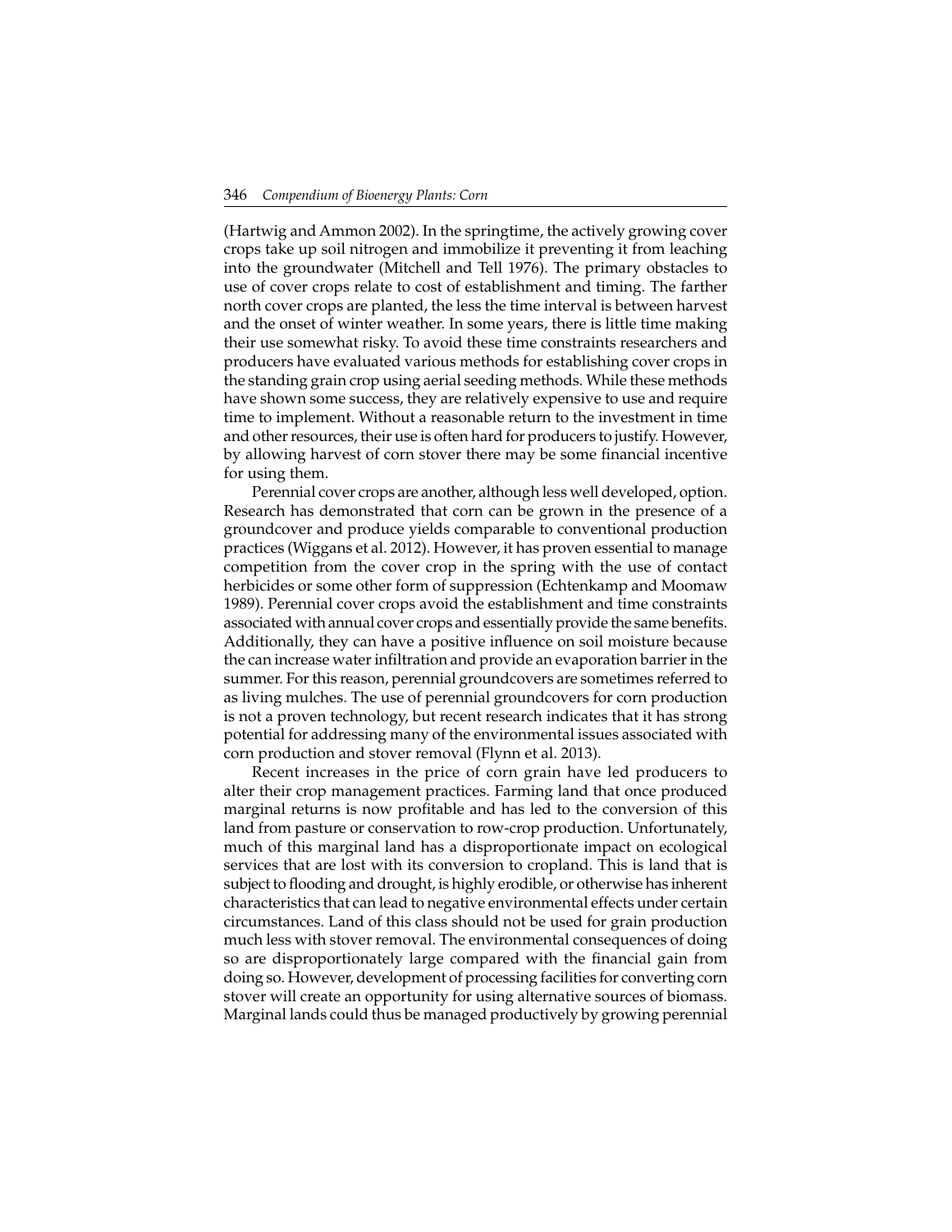(Hartwig and Ammon 2002). In the springtime, the actively growing cover crops take up soil nitrogen and immobilize it preventing it from leaching into the groundwater (Mitchell and Tell 1976). The primary obstacles to use of cover crops relate to cost of establishment and timing. The farther north cover crops are planted, the less the time interval is between harvest and the onset of winter weather. In some years, there is little time making their use somewhat risky. To avoid these time constraints researchers and producers have evaluated various methods for establishing cover crops in the standing grain crop using aerial seeding methods. While these methods have shown some success, they are relatively expensive to use and require time to implement. Without a reasonable return to the investment in time and other resources, their use is often hard for producers to justify. However, by allowing harvest of corn stover there may be some financial incentive for using them.

Perennial cover crops are another, although less well developed, option. Research has demonstrated that corn can be grown in the presence of a groundcover and produce yields comparable to conventional production practices (Wiggans et al. 2012). However, it has proven essential to manage competition from the cover crop in the spring with the use of contact herbicides or some other form of suppression (Echtenkamp and Moomaw 1989). Perennial cover crops avoid the establishment and time constraints associated with annual cover crops and essentially provide the same benefits. Additionally, they can have a positive influence on soil moisture because the can increase water infiltration and provide an evaporation barrier in the summer. For this reason, perennial groundcovers are sometimes referred to as living mulches. The use of perennial groundcovers for corn production is not a proven technology, but recent research indicates that it has strong potential for addressing many of the environmental issues associated with corn production and stover removal (Flynn et al. 2013).

Recent increases in the price of corn grain have led producers to alter their crop management practices. Farming land that once produced marginal returns is now profitable and has led to the conversion of this land from pasture or conservation to row-crop production. Unfortunately, much of this marginal land has a disproportionate impact on ecological services that are lost with its conversion to cropland. This is land that is subject to flooding and drought, is highly erodible, or otherwise has inherent characteristics that can lead to negative environmental effects under certain circumstances. Land of this class should not be used for grain production much less with stover removal. The environmental consequences of doing so are disproportionately large compared with the financial gain from doing so. However, development of processing facilities for converting corn stover will create an opportunity for using alternative sources of biomass. Marginal lands could thus be managed productively by growing perennial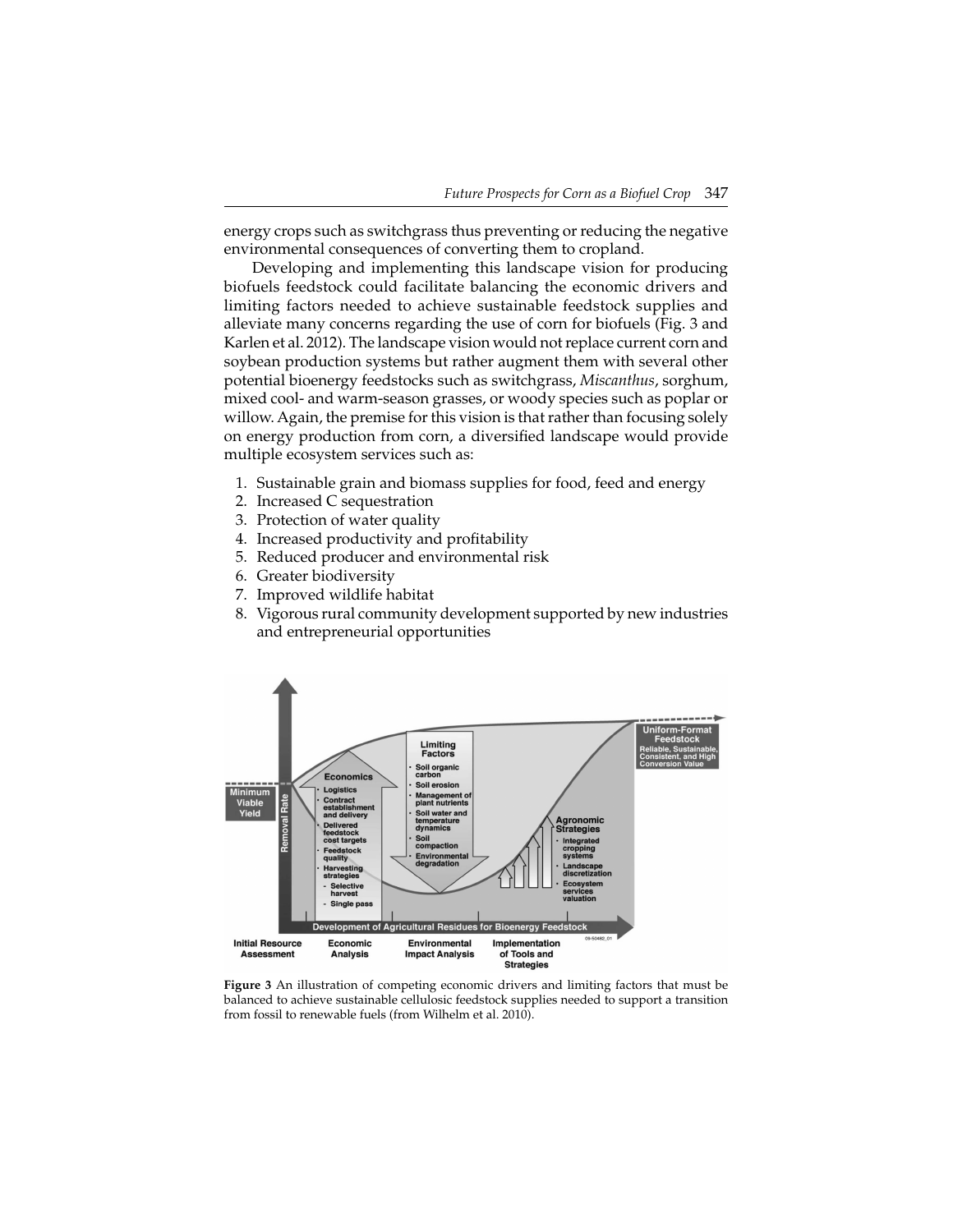energy crops such as switchgrass thus preventing or reducing the negative environmental consequences of converting them to cropland.

Developing and implementing this landscape vision for producing biofuels feedstock could facilitate balancing the economic drivers and limiting factors needed to achieve sustainable feedstock supplies and alleviate many concerns regarding the use of corn for biofuels (Fig. 3 and Karlen et al. 2012). The landscape vision would not replace current corn and soybean production systems but rather augment them with several other potential bioenergy feedstocks such as switchgrass, *Miscanthus*, sorghum, mixed cool- and warm-season grasses, or woody species such as poplar or willow. Again, the premise for this vision is that rather than focusing solely on energy production from corn, a diversified landscape would provide multiple ecosystem services such as:

1. Sustainable grain and biomass supplies for food, feed and energy
2. Increased C sequestration
3. Protection of water quality
4. Increased productivity and profitability
5. Reduced producer and environmental risk
6. Greater biodiversity
7. Improved wildlife habitat
8. Vigorous rural community development supported by new industries and entrepreneurial opportunities

**Figure 3** An illustration of competing economic drivers and limiting factors that must be balanced to achieve sustainable cellulosic feedstock supplies needed to support a transition from fossil to renewable fuels (from Wilhelm et al. 2010).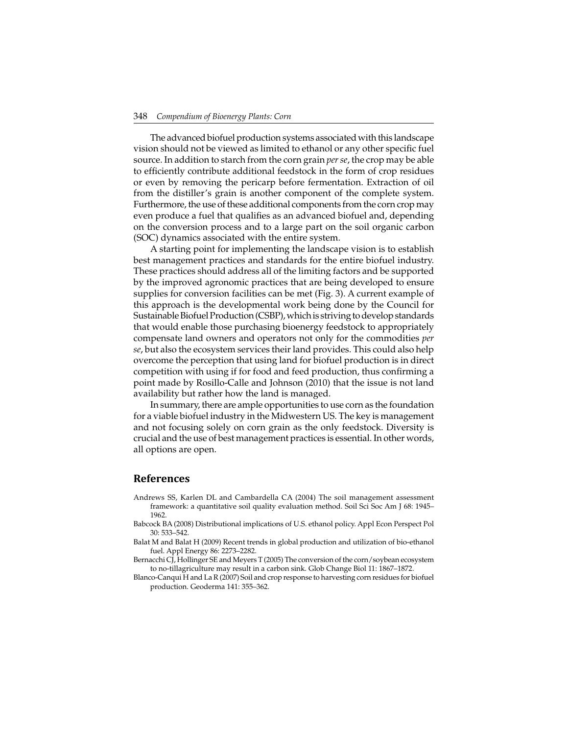The advanced biofuel production systems associated with this landscape vision should not be viewed as limited to ethanol or any other specific fuel source. In addition to starch from the corn grain *per se*, the crop may be able to efficiently contribute additional feedstock in the form of crop residues or even by removing the pericarp before fermentation. Extraction of oil from the distiller's grain is another component of the complete system. Furthermore, the use of these additional components from the corn crop may even produce a fuel that qualifies as an advanced biofuel and, depending on the conversion process and to a large part on the soil organic carbon (SOC) dynamics associated with the entire system.

A starting point for implementing the landscape vision is to establish best management practices and standards for the entire biofuel industry. These practices should address all of the limiting factors and be supported by the improved agronomic practices that are being developed to ensure supplies for conversion facilities can be met (Fig. 3). A current example of this approach is the developmental work being done by the Council for Sustainable Biofuel Production (CSBP), which is striving to develop standards that would enable those purchasing bioenergy feedstock to appropriately compensate land owners and operators not only for the commodities *per se*, but also the ecosystem services their land provides. This could also help overcome the perception that using land for biofuel production is in direct competition with using if for food and feed production, thus confirming a point made by Rosillo-Calle and Johnson (2010) that the issue is not land availability but rather how the land is managed.

In summary, there are ample opportunities to use corn as the foundation for a viable biofuel industry in the Midwestern US. The key is management and not focusing solely on corn grain as the only feedstock. Diversity is crucial and the use of best management practices is essential. In other words, all options are open.

## References

Andrews SS, Karlen DL and Cambardella CA (2004) The soil management assessment framework: a quantitative soil quality evaluation method. Soil Sci Soc Am J 68: 1945–1962.

Babcock BA (2008) Distributional implications of U.S. ethanol policy. Appl Econ Perspect Pol 30: 533–542.

Balat M and Balat H (2009) Recent trends in global production and utilization of bio-ethanol fuel. Appl Energy 86: 2273–2282.

Bernacchi CJ, Hollinger SE and Meyers T (2005) The conversion of the corn/soybean ecosystem to no-tillagriculture may result in a carbon sink. Glob Change Biol 11: 1867–1872.

Blanco-Canqui H and La R (2007) Soil and crop response to harvesting corn residues for biofuel production. Geoderma 141: 355–362.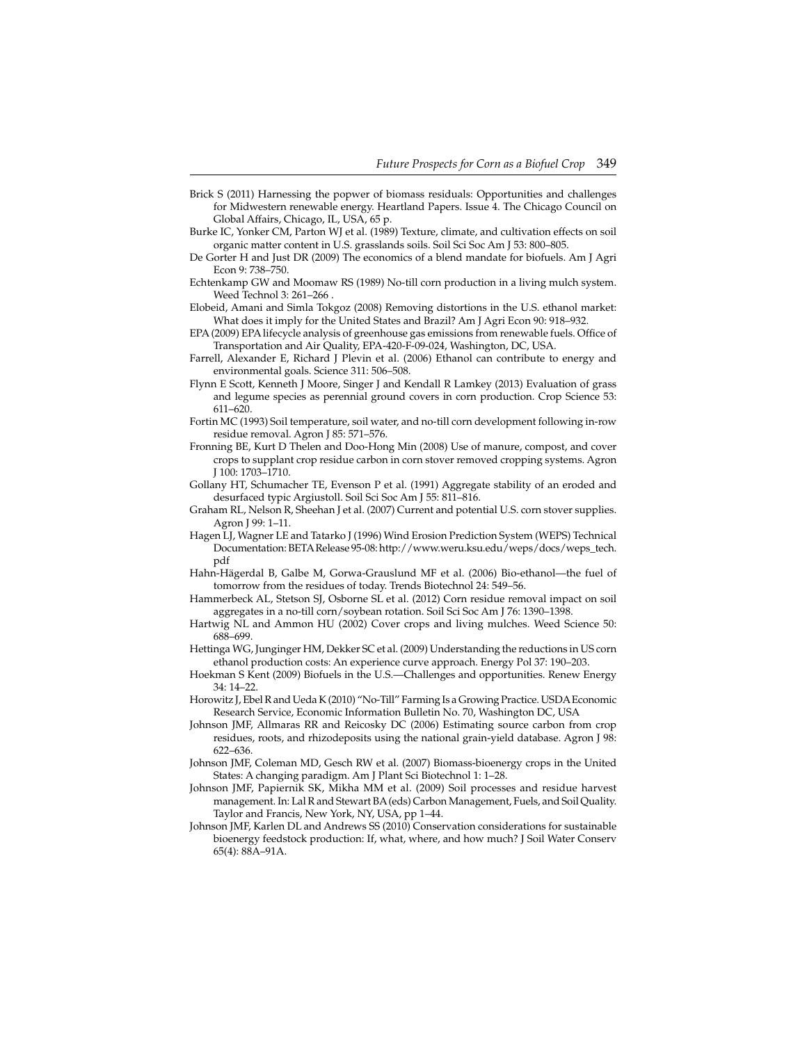Brick S (2011) Harnessing the popwer of biomass residuals: Opportunities and challenges for Midwestern renewable energy. Heartland Papers. Issue 4. The Chicago Council on Global Affairs, Chicago, IL, USA, 65 p.

Burke IC, Yonker CM, Parton WJ et al. (1989) Texture, climate, and cultivation effects on soil organic matter content in U.S. grasslands soils. Soil Sci Soc Am J 53: 800–805.

De Gorter H and Just DR (2009) The economics of a blend mandate for biofuels. Am J Agri Econ 9: 738–750.

Echtenkamp GW and Moomaw RS (1989) No-till corn production in a living mulch system. Weed Technol 3: 261–266 .

Elobeid, Amani and Simla Tokgoz (2008) Removing distortions in the U.S. ethanol market: What does it imply for the United States and Brazil? Am J Agri Econ 90: 918–932.

EPA (2009) EPA lifecycle analysis of greenhouse gas emissions from renewable fuels. Office of Transportation and Air Quality, EPA-420-F-09-024, Washington, DC, USA.

Farrell, Alexander E, Richard J Plevin et al. (2006) Ethanol can contribute to energy and environmental goals. Science 311: 506–508.

Flynn E Scott, Kenneth J Moore, Singer J and Kendall R Lamkey (2013) Evaluation of grass and legume species as perennial ground covers in corn production. Crop Science 53: 611–620.

Fortin MC (1993) Soil temperature, soil water, and no-till corn development following in-row residue removal. Agron J 85: 571–576.

Fronning BE, Kurt D Thelen and Doo-Hong Min (2008) Use of manure, compost, and cover crops to supplant crop residue carbon in corn stover removed cropping systems. Agron J 100: 1703–1710.

Gollany HT, Schumacher TE, Evenson P et al. (1991) Aggregate stability of an eroded and desurfaced typic Argiustoll. Soil Sci Soc Am J 55: 811–816.

Graham RL, Nelson R, Sheehan J et al. (2007) Current and potential U.S. corn stover supplies. Agron J 99: 1–11.

Hagen LJ, Wagner LE and Tatarko J (1996) Wind Erosion Prediction System (WEPS) Technical Documentation: BETA Release 95-08: http://www.weru.ksu.edu/weps/docs/weps_tech.pdf

Hahn-Hägerdal B, Galbe M, Gorwa-Grauslund MF et al. (2006) Bio-ethanol—the fuel of tomorrow from the residues of today. Trends Biotechnol 24: 549–56.

Hammerbeck AL, Stetson SJ, Osborne SL et al. (2012) Corn residue removal impact on soil aggregates in a no-till corn/soybean rotation. Soil Sci Soc Am J 76: 1390–1398.

Hartwig NL and Ammon HU (2002) Cover crops and living mulches. Weed Science 50: 688–699.

Hettinga WG, Junginger HM, Dekker SC et al. (2009) Understanding the reductions in US corn ethanol production costs: An experience curve approach. Energy Pol 37: 190–203.

Hoekman S Kent (2009) Biofuels in the U.S.—Challenges and opportunities. Renew Energy 34: 14–22.

Horowitz J, Ebel R and Ueda K (2010) "No-Till" Farming Is a Growing Practice. USDA Economic Research Service, Economic Information Bulletin No. 70, Washington DC, USA

Johnson JMF, Allmaras RR and Reicosky DC (2006) Estimating source carbon from crop residues, roots, and rhizodeposits using the national grain-yield database. Agron J 98: 622–636.

Johnson JMF, Coleman MD, Gesch RW et al. (2007) Biomass-bioenergy crops in the United States: A changing paradigm. Am J Plant Sci Biotechnol 1: 1–28.

Johnson JMF, Papiernik SK, Mikha MM et al. (2009) Soil processes and residue harvest management. In: Lal R and Stewart BA (eds) Carbon Management, Fuels, and Soil Quality. Taylor and Francis, New York, NY, USA, pp 1–44.

Johnson JMF, Karlen DL and Andrews SS (2010) Conservation considerations for sustainable bioenergy feedstock production: If, what, where, and how much? J Soil Water Conserv 65(4): 88A–91A.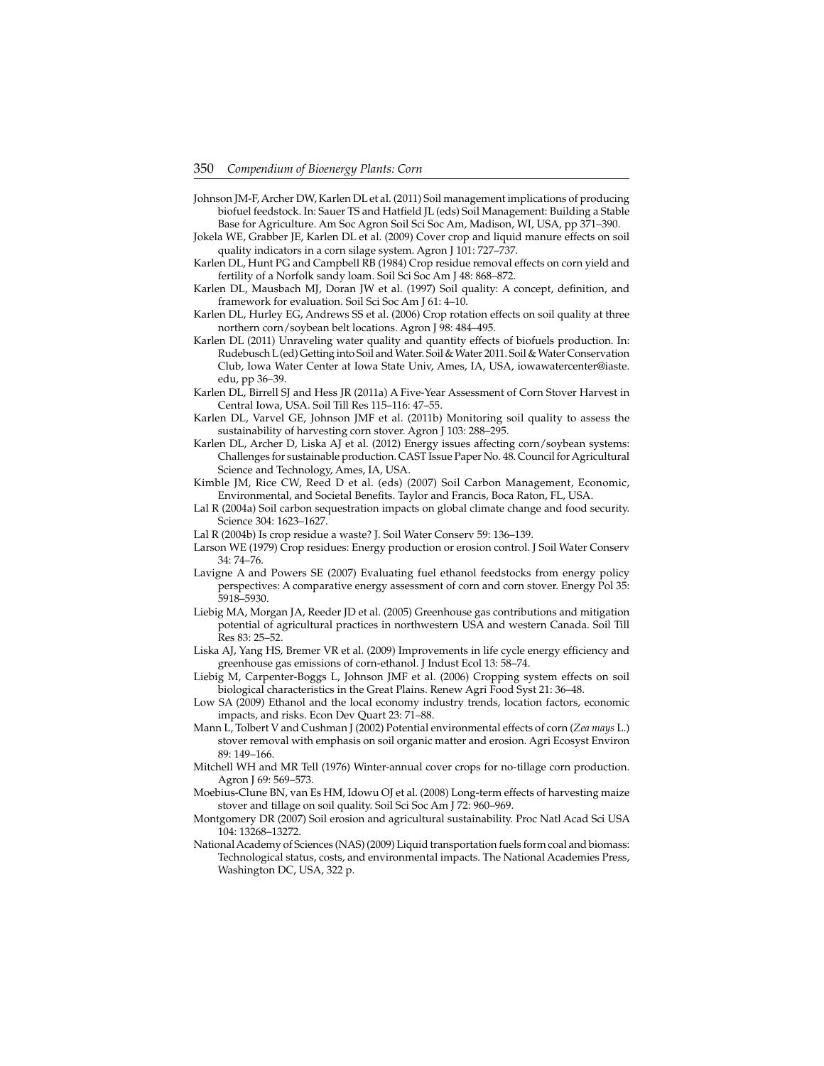Johnson JM-F, Archer DW, Karlen DL et al. (2011) Soil management implications of producing biofuel feedstock. In: Sauer TS and Hatfield JL (eds) Soil Management: Building a Stable Base for Agriculture. Am Soc Agron Soil Sci Soc Am, Madison, WI, USA, pp 371–390.

Jokela WE, Grabber JE, Karlen DL et al. (2009) Cover crop and liquid manure effects on soil quality indicators in a corn silage system. Agron J 101: 727–737.

Karlen DL, Hunt PG and Campbell RB (1984) Crop residue removal effects on corn yield and fertility of a Norfolk sandy loam. Soil Sci Soc Am J 48: 868–872.

Karlen DL, Mausbach MJ, Doran JW et al. (1997) Soil quality: A concept, definition, and framework for evaluation. Soil Sci Soc Am J 61: 4–10.

Karlen DL, Hurley EG, Andrews SS et al. (2006) Crop rotation effects on soil quality at three northern corn/soybean belt locations. Agron J 98: 484–495.

Karlen DL (2011) Unraveling water quality and quantity effects of biofuels production. In: Rudebusch L (ed) Getting into Soil and Water. Soil & Water 2011. Soil & Water Conservation Club, Iowa Water Center at Iowa State Univ, Ames, IA, USA, iowawatercenter@iaste.edu, pp 36–39.

Karlen DL, Birrell SJ and Hess JR (2011a) A Five-Year Assessment of Corn Stover Harvest in Central Iowa, USA. Soil Till Res 115–116: 47–55.

Karlen DL, Varvel GE, Johnson JMF et al. (2011b) Monitoring soil quality to assess the sustainability of harvesting corn stover. Agron J 103: 288–295.

Karlen DL, Archer D, Liska AJ et al. (2012) Energy issues affecting corn/soybean systems: Challenges for sustainable production. CAST Issue Paper No. 48. Council for Agricultural Science and Technology, Ames, IA, USA.

Kimble JM, Rice CW, Reed D et al. (eds) (2007) Soil Carbon Management, Economic, Environmental, and Societal Benefits. Taylor and Francis, Boca Raton, FL, USA.

Lal R (2004a) Soil carbon sequestration impacts on global climate change and food security. Science 304: 1623–1627.

Lal R (2004b) Is crop residue a waste? J. Soil Water Conserv 59: 136–139.

Larson WE (1979) Crop residues: Energy production or erosion control. J Soil Water Conserv 34: 74–76.

Lavigne A and Powers SE (2007) Evaluating fuel ethanol feedstocks from energy policy perspectives: A comparative energy assessment of corn and corn stover. Energy Pol 35: 5918–5930.

Liebig MA, Morgan JA, Reeder JD et al. (2005) Greenhouse gas contributions and mitigation potential of agricultural practices in northwestern USA and western Canada. Soil Till Res 83: 25–52.

Liska AJ, Yang HS, Bremer VR et al. (2009) Improvements in life cycle energy efficiency and greenhouse gas emissions of corn-ethanol. J Indust Ecol 13: 58–74.

Liebig M, Carpenter-Boggs L, Johnson JMF et al. (2006) Cropping system effects on soil biological characteristics in the Great Plains. Renew Agri Food Syst 21: 36–48.

Low SA (2009) Ethanol and the local economy industry trends, location factors, economic impacts, and risks. Econ Dev Quart 23: 71–88.

Mann L, Tolbert V and Cushman J (2002) Potential environmental effects of corn (*Zea mays* L.) stover removal with emphasis on soil organic matter and erosion. Agri Ecosyst Environ 89: 149–166.

Mitchell WH and MR Tell (1976) Winter-annual cover crops for no-tillage corn production. Agron J 69: 569–573.

Moebius-Clune BN, van Es HM, Idowu OJ et al. (2008) Long-term effects of harvesting maize stover and tillage on soil quality. Soil Sci Soc Am J 72: 960–969.

Montgomery DR (2007) Soil erosion and agricultural sustainability. Proc Natl Acad Sci USA 104: 13268–13272.

National Academy of Sciences (NAS) (2009) Liquid transportation fuels form coal and biomass: Technological status, costs, and environmental impacts. The National Academies Press, Washington DC, USA, 322 p.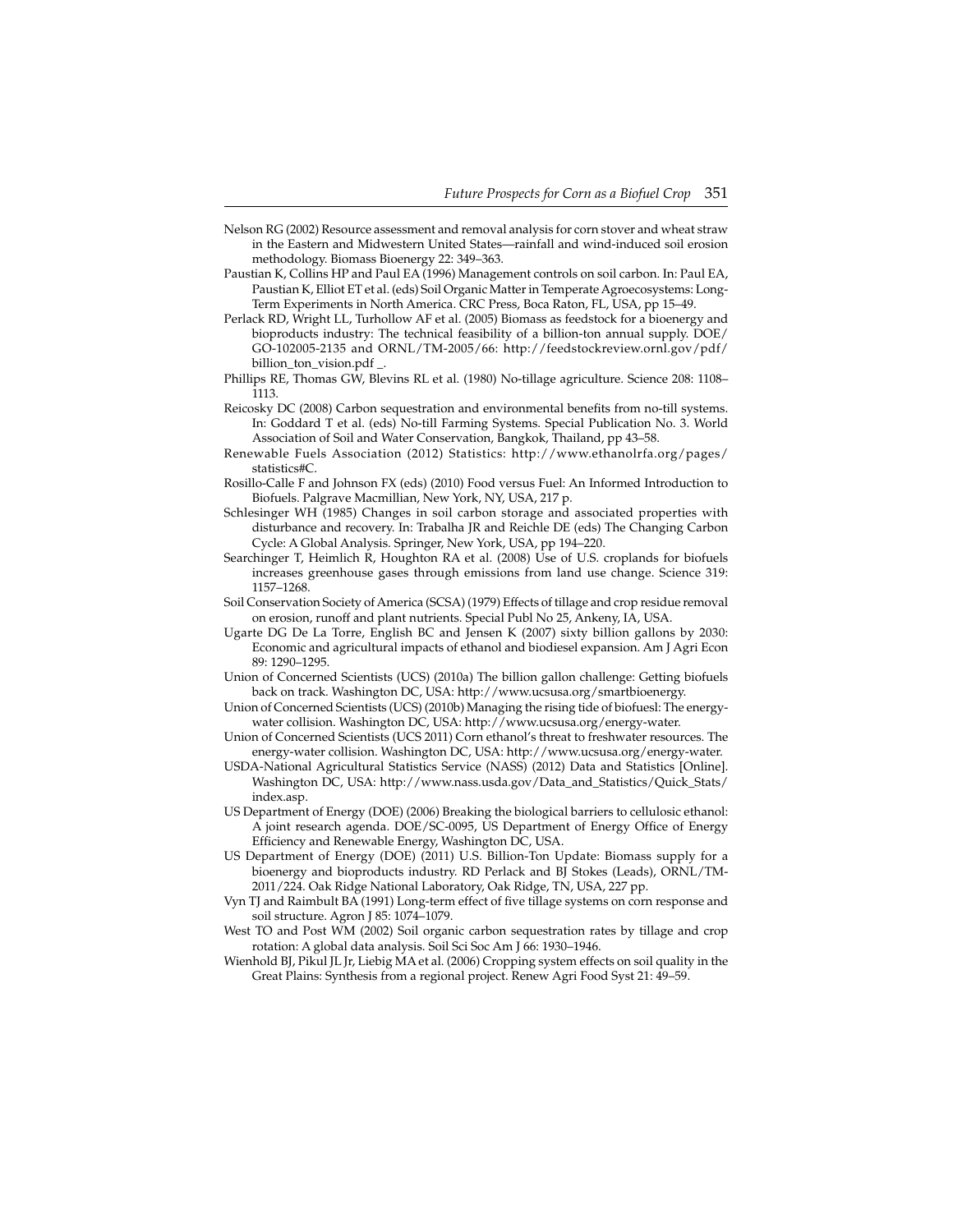Nelson RG (2002) Resource assessment and removal analysis for corn stover and wheat straw in the Eastern and Midwestern United States—rainfall and wind-induced soil erosion methodology. Biomass Bioenergy 22: 349–363.

Paustian K, Collins HP and Paul EA (1996) Management controls on soil carbon. In: Paul EA, Paustian K, Elliot ET et al. (eds) Soil Organic Matter in Temperate Agroecosystems: Long-Term Experiments in North America. CRC Press, Boca Raton, FL, USA, pp 15–49.

Perlack RD, Wright LL, Turhollow AF et al. (2005) Biomass as feedstock for a bioenergy and bioproducts industry: The technical feasibility of a billion-ton annual supply. DOE/GO-102005-2135 and ORNL/TM-2005/66: http://feedstockreview.ornl.gov/pdf/billion_ton_vision.pdf _.

Phillips RE, Thomas GW, Blevins RL et al. (1980) No-tillage agriculture. Science 208: 1108–1113.

Reicosky DC (2008) Carbon sequestration and environmental benefits from no-till systems. In: Goddard T et al. (eds) No-till Farming Systems. Special Publication No. 3. World Association of Soil and Water Conservation, Bangkok, Thailand, pp 43–58.

Renewable Fuels Association (2012) Statistics: http://www.ethanolrfa.org/pages/statistics#C.

Rosillo-Calle F and Johnson FX (eds) (2010) Food versus Fuel: An Informed Introduction to Biofuels. Palgrave Macmillian, New York, NY, USA, 217 p.

Schlesinger WH (1985) Changes in soil carbon storage and associated properties with disturbance and recovery. In: Trabalha JR and Reichle DE (eds) The Changing Carbon Cycle: A Global Analysis. Springer, New York, USA, pp 194–220.

Searchinger T, Heimlich R, Houghton RA et al. (2008) Use of U.S. croplands for biofuels increases greenhouse gases through emissions from land use change. Science 319: 1157–1268.

Soil Conservation Society of America (SCSA) (1979) Effects of tillage and crop residue removal on erosion, runoff and plant nutrients. Special Publ No 25, Ankeny, IA, USA.

Ugarte DG De La Torre, English BC and Jensen K (2007) sixty billion gallons by 2030: Economic and agricultural impacts of ethanol and biodiesel expansion. Am J Agri Econ 89: 1290–1295.

Union of Concerned Scientists (UCS) (2010a) The billion gallon challenge: Getting biofuels back on track. Washington DC, USA: http://www.ucsusa.org/smartbioenergy.

Union of Concerned Scientists (UCS) (2010b) Managing the rising tide of biofuesl: The energy-water collision. Washington DC, USA: http://www.ucsusa.org/energy-water.

Union of Concerned Scientists (UCS 2011) Corn ethanol's threat to freshwater resources. The energy-water collision. Washington DC, USA: http://www.ucsusa.org/energy-water.

USDA-National Agricultural Statistics Service (NASS) (2012) Data and Statistics [Online]. Washington DC, USA: http://www.nass.usda.gov/Data_and_Statistics/Quick_Stats/index.asp.

US Department of Energy (DOE) (2006) Breaking the biological barriers to cellulosic ethanol: A joint research agenda. DOE/SC-0095, US Department of Energy Office of Energy Efficiency and Renewable Energy, Washington DC, USA.

US Department of Energy (DOE) (2011) U.S. Billion-Ton Update: Biomass supply for a bioenergy and bioproducts industry. RD Perlack and BJ Stokes (Leads), ORNL/TM-2011/224. Oak Ridge National Laboratory, Oak Ridge, TN, USA, 227 pp.

Vyn TJ and Raimbult BA (1991) Long-term effect of five tillage systems on corn response and soil structure. Agron J 85: 1074–1079.

West TO and Post WM (2002) Soil organic carbon sequestration rates by tillage and crop rotation: A global data analysis. Soil Sci Soc Am J 66: 1930–1946.

Wienhold BJ, Pikul JL Jr, Liebig MA et al. (2006) Cropping system effects on soil quality in the Great Plains: Synthesis from a regional project. Renew Agri Food Syst 21: 49–59.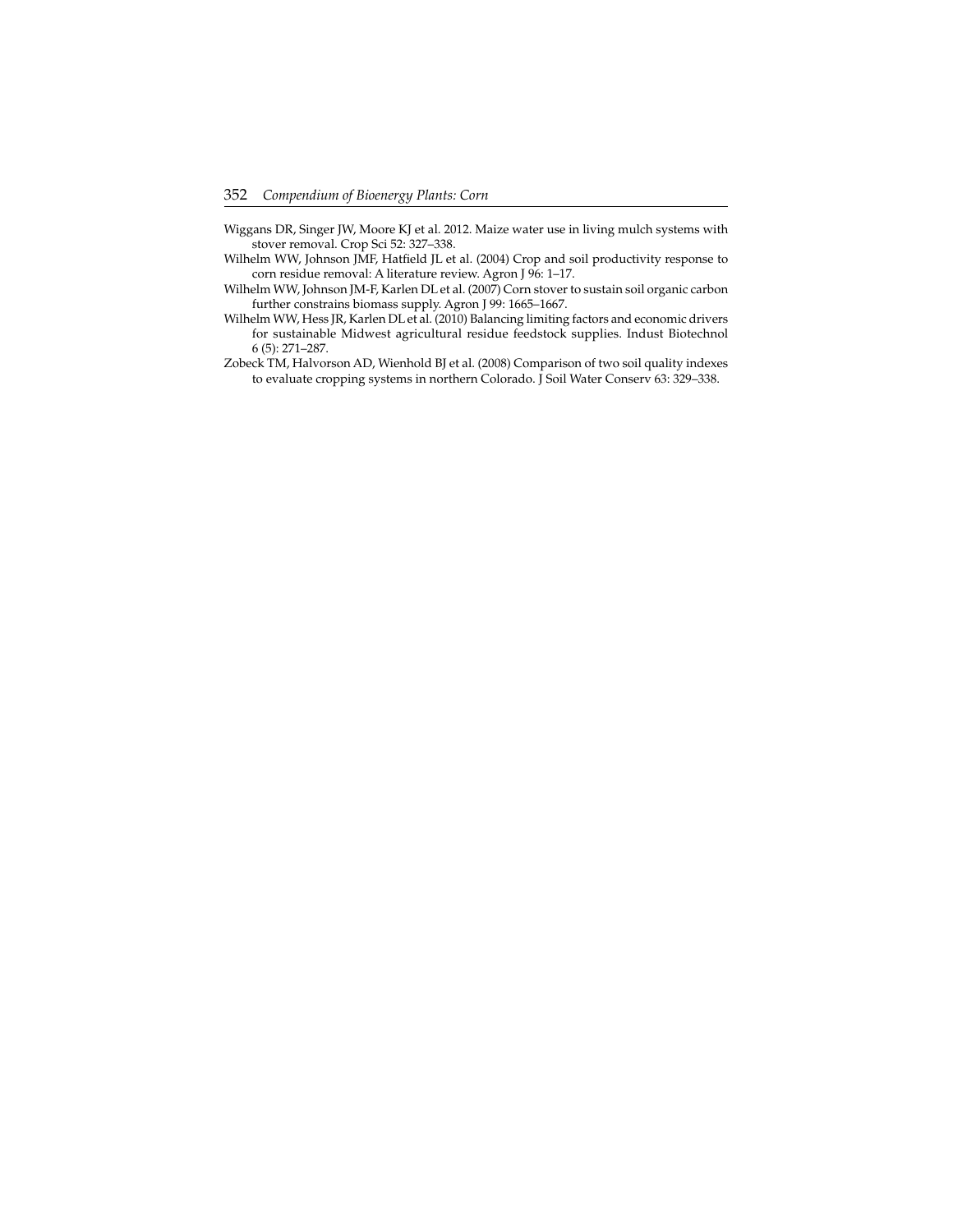Wiggans DR, Singer JW, Moore KJ et al. 2012. Maize water use in living mulch systems with stover removal. Crop Sci 52: 327–338.

Wilhelm WW, Johnson JMF, Hatfield JL et al. (2004) Crop and soil productivity response to corn residue removal: A literature review. Agron J 96: 1–17.

Wilhelm WW, Johnson JM-F, Karlen DL et al. (2007) Corn stover to sustain soil organic carbon further constrains biomass supply. Agron J 99: 1665–1667.

Wilhelm WW, Hess JR, Karlen DL et al. (2010) Balancing limiting factors and economic drivers for sustainable Midwest agricultural residue feedstock supplies. Indust Biotechnol 6 (5): 271–287.

Zobeck TM, Halvorson AD, Wienhold BJ et al. (2008) Comparison of two soil quality indexes to evaluate cropping systems in northern Colorado. J Soil Water Conserv 63: 329–338.